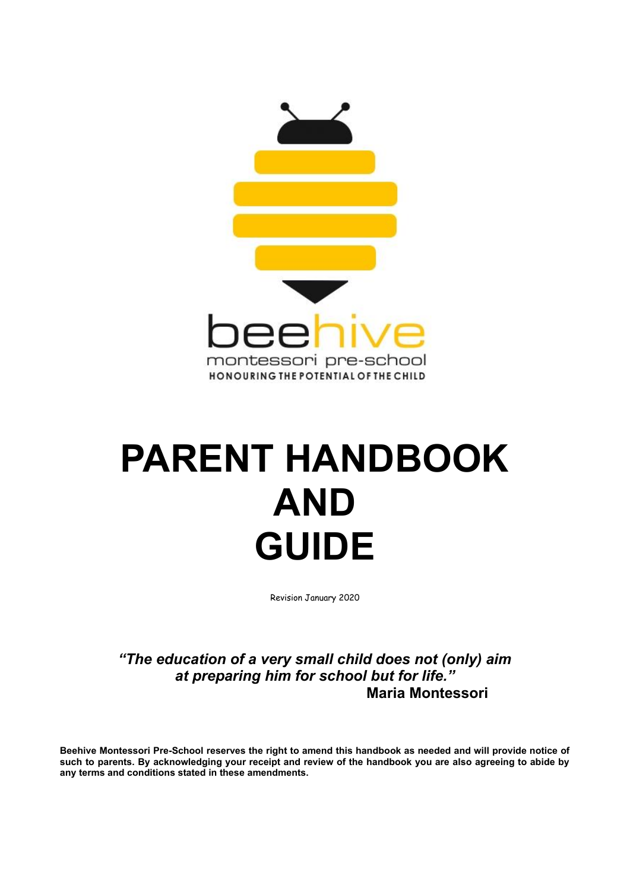beehive

montessori pre-school

HONOURING THE POTENTIAL OF THE CHILD

# PARENT HANDBOOK AND GUIDE

Revision January 2020

***"The education of a very small child does not (only) aim at preparing him for school but for life."***

**Maria Montessori**

**Beehive Montessori Pre-School reserves the right to amend this handbook as needed and will provide notice of such to parents. By acknowledging your receipt and review of the handbook you are also agreeing to abide by any terms and conditions stated in these amendments.**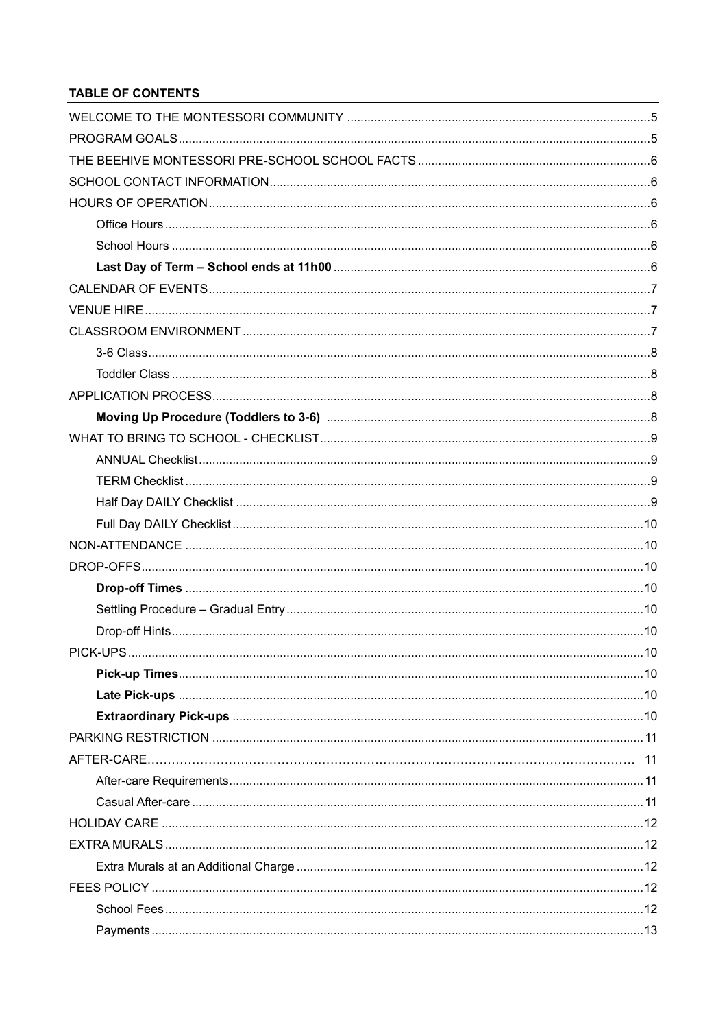**TABLE OF CONTENTS**

- WELCOME TO THE MONTESSORI COMMUNITY ........ 5
- PROGRAM GOALS ........ 5
- THE BEEHIVE MONTESSORI PRE-SCHOOL SCHOOL FACTS ........ 6
- SCHOOL CONTACT INFORMATION ........ 6
- HOURS OF OPERATION ........ 6
  - Office Hours ........ 6
  - School Hours ........ 6
  - **Last Day of Term – School ends at 11h00** ........ 6
- CALENDAR OF EVENTS ........ 7
- VENUE HIRE ........ 7
- CLASSROOM ENVIRONMENT ........ 7
  - 3-6 Class ........ 8
  - Toddler Class ........ 8
- APPLICATION PROCESS ........ 8
  - **Moving Up Procedure (Toddlers to 3-6)** ........ 8
- WHAT TO BRING TO SCHOOL - CHECKLIST ........ 9
  - ANNUAL Checklist ........ 9
  - TERM Checklist ........ 9
  - Half Day DAILY Checklist ........ 9
  - Full Day DAILY Checklist ........ 10
- NON-ATTENDANCE ........ 10
- DROP-OFFS ........ 10
  - **Drop-off Times** ........ 10
  - Settling Procedure – Gradual Entry ........ 10
  - Drop-off Hints ........ 10
- PICK-UPS ........ 10
  - **Pick-up Times** ........ 10
  - **Late Pick-ups** ........ 10
  - **Extraordinary Pick-ups** ........ 10
- PARKING RESTRICTION ........ 11
- AFTER-CARE ........ 11
  - After-care Requirements ........ 11
  - Casual After-care ........ 11
- HOLIDAY CARE ........ 12
- EXTRA MURALS ........ 12
  - Extra Murals at an Additional Charge ........ 12
- FEES POLICY ........ 12
  - School Fees ........ 12
  - Payments ........ 13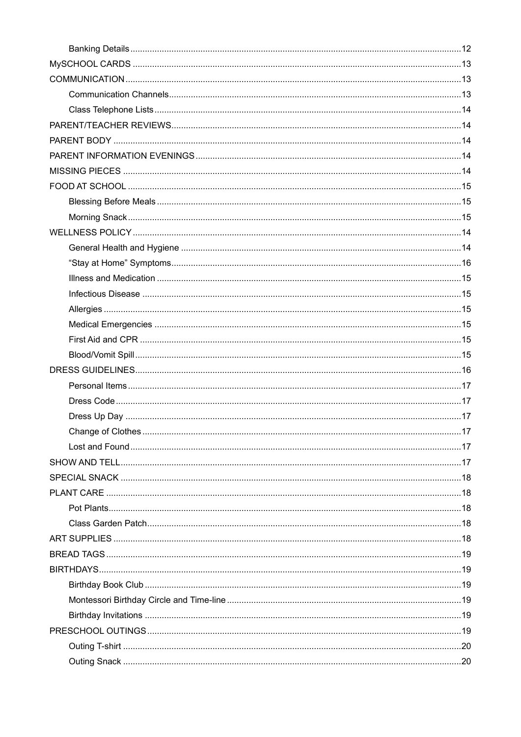- Banking Details ... 12
- MySCHOOL CARDS ... 13
- COMMUNICATION ... 13
  - Communication Channels ... 13
  - Class Telephone Lists ... 14
- PARENT/TEACHER REVIEWS ... 14
- PARENT BODY ... 14
- PARENT INFORMATION EVENINGS ... 14
- MISSING PIECES ... 14
- FOOD AT SCHOOL ... 15
  - Blessing Before Meals ... 15
  - Morning Snack ... 15
- WELLNESS POLICY ... 14
  - General Health and Hygiene ... 14
  - “Stay at Home” Symptoms ... 16
  - Illness and Medication ... 15
  - Infectious Disease ... 15
  - Allergies ... 15
  - Medical Emergencies ... 15
  - First Aid and CPR ... 15
  - Blood/Vomit Spill ... 15
- DRESS GUIDELINES ... 16
  - Personal Items ... 17
  - Dress Code ... 17
  - Dress Up Day ... 17
  - Change of Clothes ... 17
  - Lost and Found ... 17
- SHOW AND TELL ... 17
- SPECIAL SNACK ... 18
- PLANT CARE ... 18
  - Pot Plants ... 18
  - Class Garden Patch ... 18
- ART SUPPLIES ... 18
- BREAD TAGS ... 19
- BIRTHDAYS ... 19
  - Birthday Book Club ... 19
  - Montessori Birthday Circle and Time-line ... 19
  - Birthday Invitations ... 19
- PRESCHOOL OUTINGS ... 19
  - Outing T-shirt ... 20
  - Outing Snack ... 20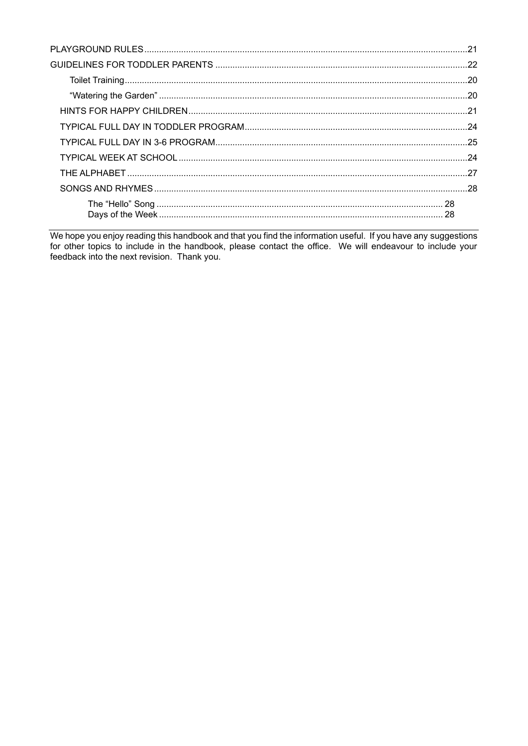PLAYGROUND RULES .......................................................................................................................21

GUIDELINES FOR TODDLER PARENTS ......................................................................................22

- Toilet Training ..........................................................................................................................20
- "Watering the Garden" ..............................................................................................................20
- HINTS FOR HAPPY CHILDREN ..................................................................................................21
- TYPICAL FULL DAY IN TODDLER PROGRAM ..........................................................................24
- TYPICAL FULL DAY IN 3-6 PROGRAM ......................................................................................25
- TYPICAL WEEK AT SCHOOL .....................................................................................................24
- THE ALPHABET ..........................................................................................................................27
- SONGS AND RHYMES ................................................................................................................28
  - The "Hello" Song .................................................................................................................. 28
  - Days of the Week ................................................................................................................. 28

---

We hope you enjoy reading this handbook and that you find the information useful. If you have any suggestions for other topics to include in the handbook, please contact the office. We will endeavour to include your feedback into the next revision. Thank you.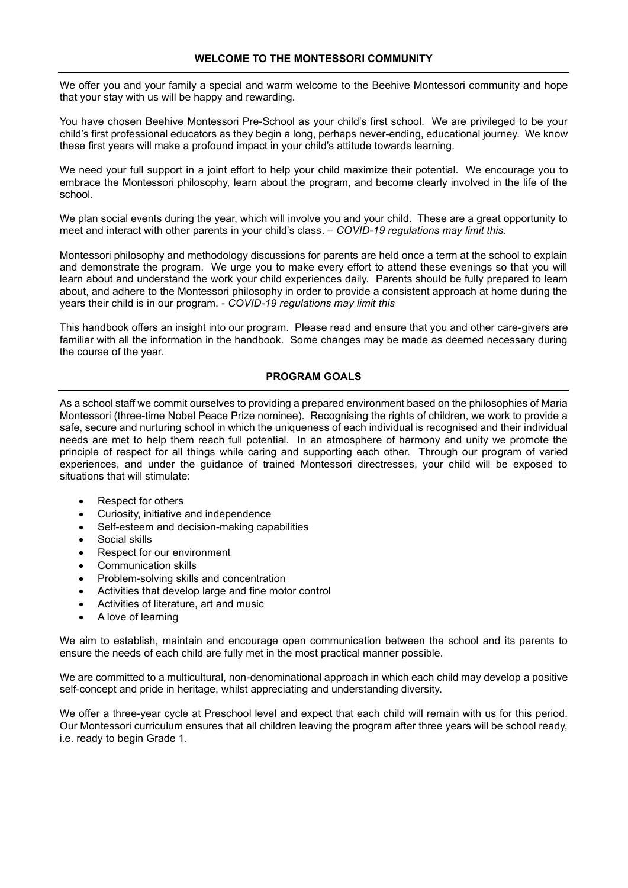## WELCOME TO THE MONTESSORI COMMUNITY

We offer you and your family a special and warm welcome to the Beehive Montessori community and hope that your stay with us will be happy and rewarding.

You have chosen Beehive Montessori Pre-School as your child's first school. We are privileged to be your child's first professional educators as they begin a long, perhaps never-ending, educational journey. We know these first years will make a profound impact in your child's attitude towards learning.

We need your full support in a joint effort to help your child maximize their potential. We encourage you to embrace the Montessori philosophy, learn about the program, and become clearly involved in the life of the school.

We plan social events during the year, which will involve you and your child. These are a great opportunity to meet and interact with other parents in your child's class. – *COVID-19 regulations may limit this.*

Montessori philosophy and methodology discussions for parents are held once a term at the school to explain and demonstrate the program. We urge you to make every effort to attend these evenings so that you will learn about and understand the work your child experiences daily. Parents should be fully prepared to learn about, and adhere to the Montessori philosophy in order to provide a consistent approach at home during the years their child is in our program. - *COVID-19 regulations may limit this*

This handbook offers an insight into our program. Please read and ensure that you and other care-givers are familiar with all the information in the handbook. Some changes may be made as deemed necessary during the course of the year.

## PROGRAM GOALS

As a school staff we commit ourselves to providing a prepared environment based on the philosophies of Maria Montessori (three-time Nobel Peace Prize nominee). Recognising the rights of children, we work to provide a safe, secure and nurturing school in which the uniqueness of each individual is recognised and their individual needs are met to help them reach full potential. In an atmosphere of harmony and unity we promote the principle of respect for all things while caring and supporting each other. Through our program of varied experiences, and under the guidance of trained Montessori directresses, your child will be exposed to situations that will stimulate:

- Respect for others
- Curiosity, initiative and independence
- Self-esteem and decision-making capabilities
- Social skills
- Respect for our environment
- Communication skills
- Problem-solving skills and concentration
- Activities that develop large and fine motor control
- Activities of literature, art and music
- A love of learning

We aim to establish, maintain and encourage open communication between the school and its parents to ensure the needs of each child are fully met in the most practical manner possible.

We are committed to a multicultural, non-denominational approach in which each child may develop a positive self-concept and pride in heritage, whilst appreciating and understanding diversity.

We offer a three-year cycle at Preschool level and expect that each child will remain with us for this period. Our Montessori curriculum ensures that all children leaving the program after three years will be school ready, i.e. ready to begin Grade 1.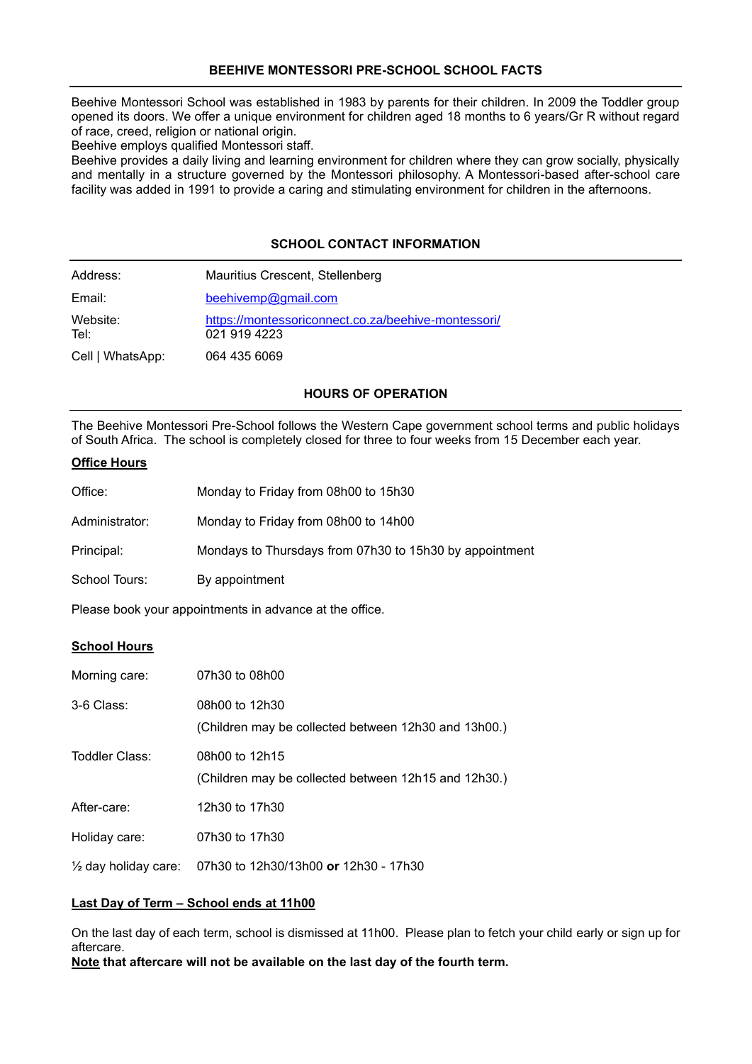## BEEHIVE MONTESSORI PRE-SCHOOL SCHOOL FACTS

Beehive Montessori School was established in 1983 by parents for their children. In 2009 the Toddler group opened its doors. We offer a unique environment for children aged 18 months to 6 years/Gr R without regard of race, creed, religion or national origin.

Beehive employs qualified Montessori staff.

Beehive provides a daily living and learning environment for children where they can grow socially, physically and mentally in a structure governed by the Montessori philosophy. A Montessori-based after-school care facility was added in 1991 to provide a caring and stimulating environment for children in the afternoons.

## SCHOOL CONTACT INFORMATION

| | |
|---|---|
| Address: | Mauritius Crescent, Stellenberg |
| Email: | beehivemp@gmail.com |
| Website: | https://montessoriconnect.co.za/beehive-montessori/ |
| Tel: | 021 919 4223 |
| Cell \| WhatsApp: | 064 435 6069 |

## HOURS OF OPERATION

The Beehive Montessori Pre-School follows the Western Cape government school terms and public holidays of South Africa. The school is completely closed for three to four weeks from 15 December each year.

### Office Hours

| | |
|---|---|
| Office: | Monday to Friday from 08h00 to 15h30 |
| Administrator: | Monday to Friday from 08h00 to 14h00 |
| Principal: | Mondays to Thursdays from 07h30 to 15h30 by appointment |
| School Tours: | By appointment |

Please book your appointments in advance at the office.

### School Hours

| | |
|---|---|
| Morning care: | 07h30 to 08h00 |
| 3-6 Class: | 08h00 to 12h30 (Children may be collected between 12h30 and 13h00.) |
| Toddler Class: | 08h00 to 12h15 (Children may be collected between 12h15 and 12h30.) |
| After-care: | 12h30 to 17h30 |
| Holiday care: | 07h30 to 17h30 |
| ½ day holiday care: | 07h30 to 12h30/13h00 **or** 12h30 - 17h30 |

### Last Day of Term – School ends at 11h00

On the last day of each term, school is dismissed at 11h00. Please plan to fetch your child early or sign up for aftercare.

**Note that aftercare will not be available on the last day of the fourth term.**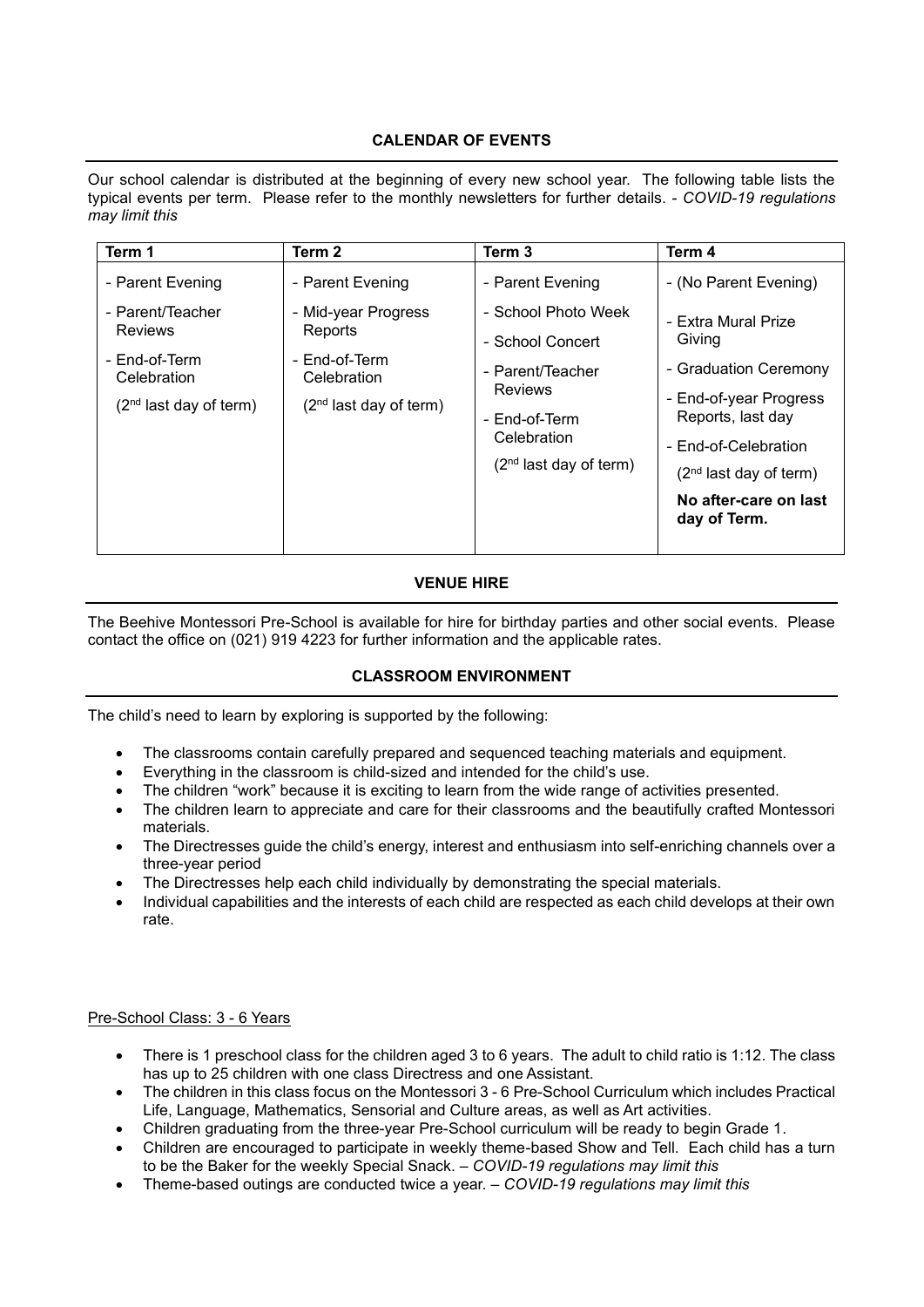## CALENDAR OF EVENTS

Our school calendar is distributed at the beginning of every new school year. The following table lists the typical events per term. Please refer to the monthly newsletters for further details. - *COVID-19 regulations may limit this*

| Term 1 | Term 2 | Term 3 | Term 4 |
|---|---|---|---|
| - Parent Evening<br>- Parent/Teacher Reviews<br>- End-of-Term Celebration<br>(2nd last day of term) | - Parent Evening<br>- Mid-year Progress Reports<br>- End-of-Term Celebration<br>(2nd last day of term) | - Parent Evening<br>- School Photo Week<br>- School Concert<br>- Parent/Teacher Reviews<br>- End-of-Term Celebration<br>(2nd last day of term) | - (No Parent Evening)<br>- Extra Mural Prize Giving<br>- Graduation Ceremony<br>- End-of-year Progress Reports, last day<br>- End-of-Celebration<br>(2nd last day of term)<br>**No after-care on last day of Term.** |

## VENUE HIRE

The Beehive Montessori Pre-School is available for hire for birthday parties and other social events. Please contact the office on (021) 919 4223 for further information and the applicable rates.

## CLASSROOM ENVIRONMENT

The child's need to learn by exploring is supported by the following:

- The classrooms contain carefully prepared and sequenced teaching materials and equipment.
- Everything in the classroom is child-sized and intended for the child's use.
- The children "work" because it is exciting to learn from the wide range of activities presented.
- The children learn to appreciate and care for their classrooms and the beautifully crafted Montessori materials.
- The Directresses guide the child's energy, interest and enthusiasm into self-enriching channels over a three-year period
- The Directresses help each child individually by demonstrating the special materials.
- Individual capabilities and the interests of each child are respected as each child develops at their own rate.

Pre-School Class: 3 - 6 Years

- There is 1 preschool class for the children aged 3 to 6 years. The adult to child ratio is 1:12. The class has up to 25 children with one class Directress and one Assistant.
- The children in this class focus on the Montessori 3 - 6 Pre-School Curriculum which includes Practical Life, Language, Mathematics, Sensorial and Culture areas, as well as Art activities.
- Children graduating from the three-year Pre-School curriculum will be ready to begin Grade 1.
- Children are encouraged to participate in weekly theme-based Show and Tell. Each child has a turn to be the Baker for the weekly Special Snack. – *COVID-19 regulations may limit this*
- Theme-based outings are conducted twice a year. – *COVID-19 regulations may limit this*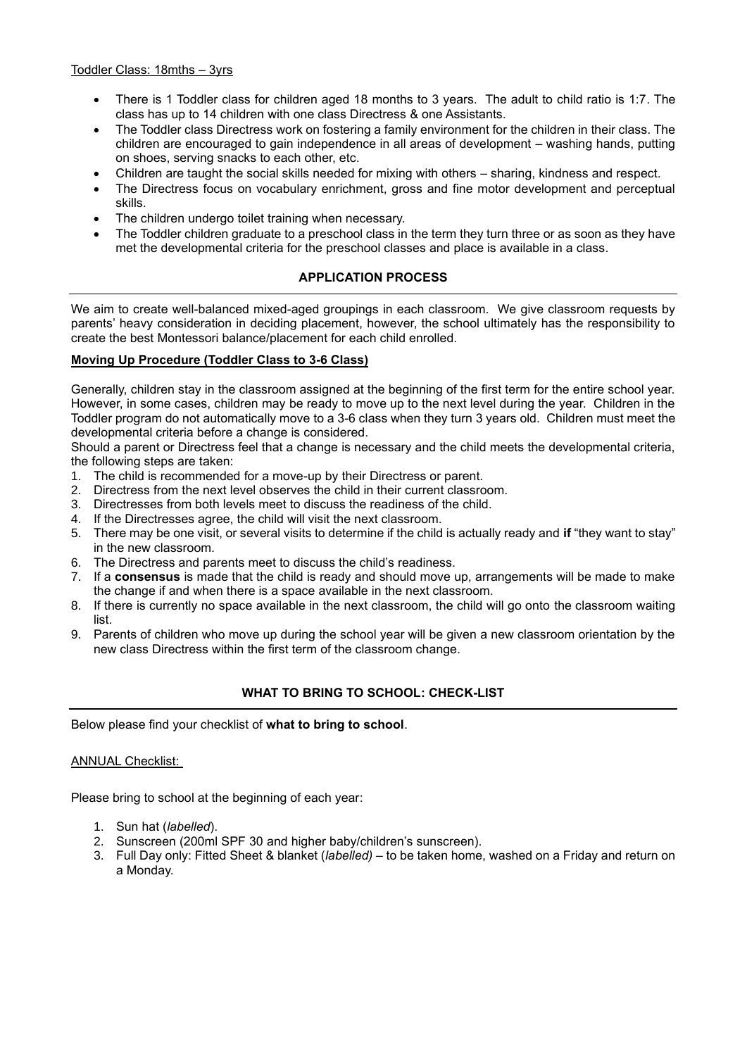Toddler Class: 18mths – 3yrs

- There is 1 Toddler class for children aged 18 months to 3 years. The adult to child ratio is 1:7. The class has up to 14 children with one class Directress & one Assistants.
- The Toddler class Directress work on fostering a family environment for the children in their class. The children are encouraged to gain independence in all areas of development – washing hands, putting on shoes, serving snacks to each other, etc.
- Children are taught the social skills needed for mixing with others – sharing, kindness and respect.
- The Directress focus on vocabulary enrichment, gross and fine motor development and perceptual skills.
- The children undergo toilet training when necessary.
- The Toddler children graduate to a preschool class in the term they turn three or as soon as they have met the developmental criteria for the preschool classes and place is available in a class.

## APPLICATION PROCESS

We aim to create well-balanced mixed-aged groupings in each classroom. We give classroom requests by parents' heavy consideration in deciding placement, however, the school ultimately has the responsibility to create the best Montessori balance/placement for each child enrolled.

**Moving Up Procedure (Toddler Class to 3-6 Class)**

Generally, children stay in the classroom assigned at the beginning of the first term for the entire school year. However, in some cases, children may be ready to move up to the next level during the year. Children in the Toddler program do not automatically move to a 3-6 class when they turn 3 years old. Children must meet the developmental criteria before a change is considered.

Should a parent or Directress feel that a change is necessary and the child meets the developmental criteria, the following steps are taken:

1. The child is recommended for a move-up by their Directress or parent.
2. Directress from the next level observes the child in their current classroom.
3. Directresses from both levels meet to discuss the readiness of the child.
4. If the Directresses agree, the child will visit the next classroom.
5. There may be one visit, or several visits to determine if the child is actually ready and **if** "they want to stay" in the new classroom.
6. The Directress and parents meet to discuss the child's readiness.
7. If a **consensus** is made that the child is ready and should move up, arrangements will be made to make the change if and when there is a space available in the next classroom.
8. If there is currently no space available in the next classroom, the child will go onto the classroom waiting list.
9. Parents of children who move up during the school year will be given a new classroom orientation by the new class Directress within the first term of the classroom change.

## WHAT TO BRING TO SCHOOL: CHECK-LIST

Below please find your checklist of **what to bring to school**.

ANNUAL Checklist:

Please bring to school at the beginning of each year:

1. Sun hat (*labelled*).
2. Sunscreen (200ml SPF 30 and higher baby/children's sunscreen).
3. Full Day only: Fitted Sheet & blanket (*labelled)* – to be taken home, washed on a Friday and return on a Monday.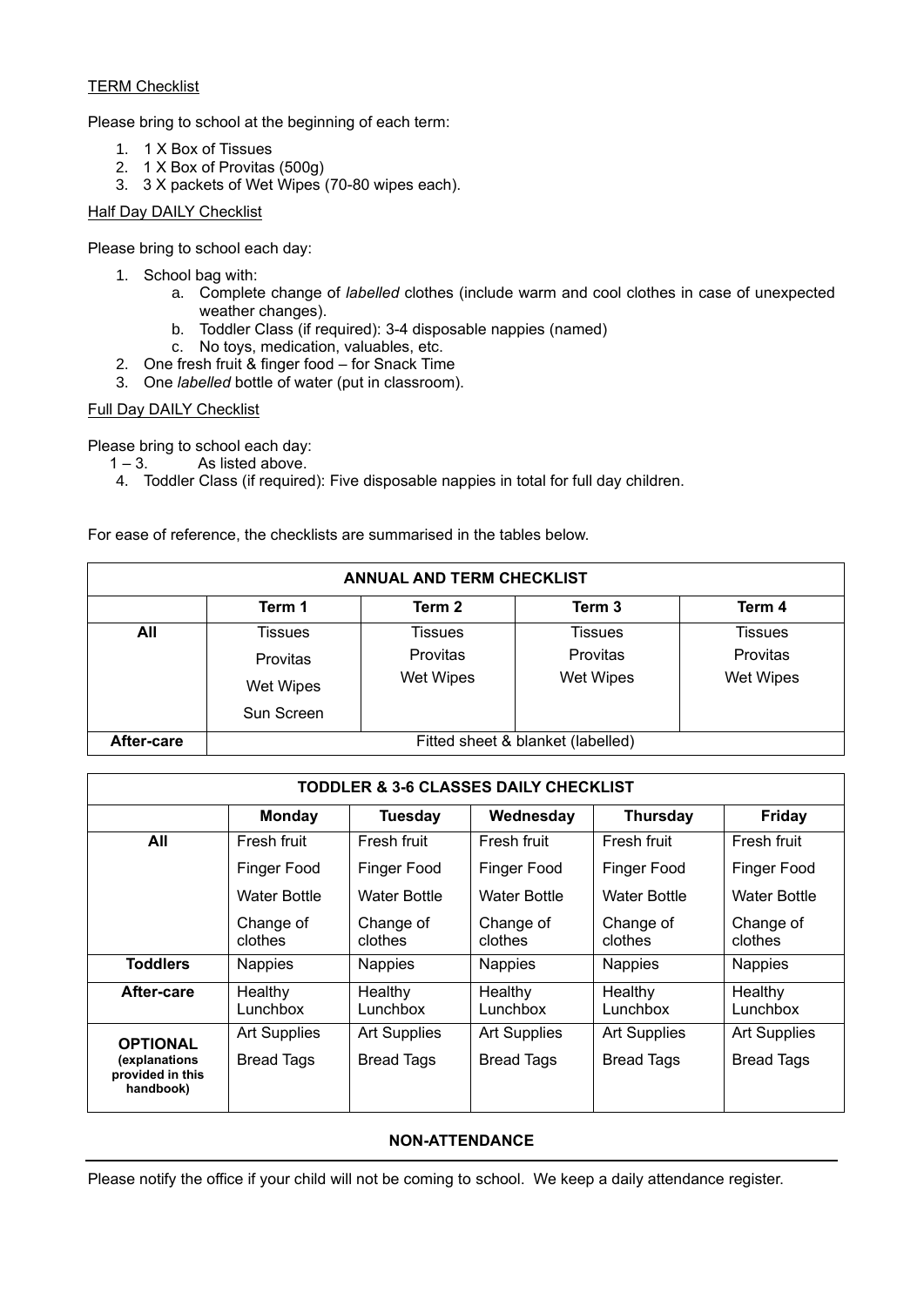<u>TERM Checklist</u>

Please bring to school at the beginning of each term:

1. 1 X Box of Tissues
2. 1 X Box of Provitas (500g)
3. 3 X packets of Wet Wipes (70-80 wipes each).

<u>Half Day DAILY Checklist</u>

Please bring to school each day:

1. School bag with:
    a. Complete change of *labelled* clothes (include warm and cool clothes in case of unexpected weather changes).
    b. Toddler Class (if required): 3-4 disposable nappies (named)
    c. No toys, medication, valuables, etc.
2. One fresh fruit & finger food – for Snack Time
3. One *labelled* bottle of water (put in classroom).

<u>Full Day DAILY Checklist</u>

Please bring to school each day:

1 – 3. As listed above.

4. Toddler Class (if required): Five disposable nappies in total for full day children.

For ease of reference, the checklists are summarised in the tables below.

| **ANNUAL AND TERM CHECKLIST** | | | | |
|---|---|---|---|---|
| | **Term 1** | **Term 2** | **Term 3** | **Term 4** |
| **All** | Tissues<br>Provitas<br>Wet Wipes<br>Sun Screen | Tissues<br>Provitas<br>Wet Wipes | Tissues<br>Provitas<br>Wet Wipes | Tissues<br>Provitas<br>Wet Wipes |
| **After-care** | Fitted sheet & blanket (labelled) | | | |

| **TODDLER & 3-6 CLASSES DAILY CHECKLIST** | | | | | |
|---|---|---|---|---|---|
| | **Monday** | **Tuesday** | **Wednesday** | **Thursday** | **Friday** |
| **All** | Fresh fruit<br>Finger Food<br>Water Bottle<br>Change of clothes | Fresh fruit<br>Finger Food<br>Water Bottle<br>Change of clothes | Fresh fruit<br>Finger Food<br>Water Bottle<br>Change of clothes | Fresh fruit<br>Finger Food<br>Water Bottle<br>Change of clothes | Fresh fruit<br>Finger Food<br>Water Bottle<br>Change of clothes |
| **Toddlers** | Nappies | Nappies | Nappies | Nappies | Nappies |
| **After-care** | Healthy Lunchbox | Healthy Lunchbox | Healthy Lunchbox | Healthy Lunchbox | Healthy Lunchbox |
| **OPTIONAL** (explanations provided in this handbook) | Art Supplies<br>Bread Tags | Art Supplies<br>Bread Tags | Art Supplies<br>Bread Tags | Art Supplies<br>Bread Tags | Art Supplies<br>Bread Tags |

## NON-ATTENDANCE

Please notify the office if your child will not be coming to school. We keep a daily attendance register.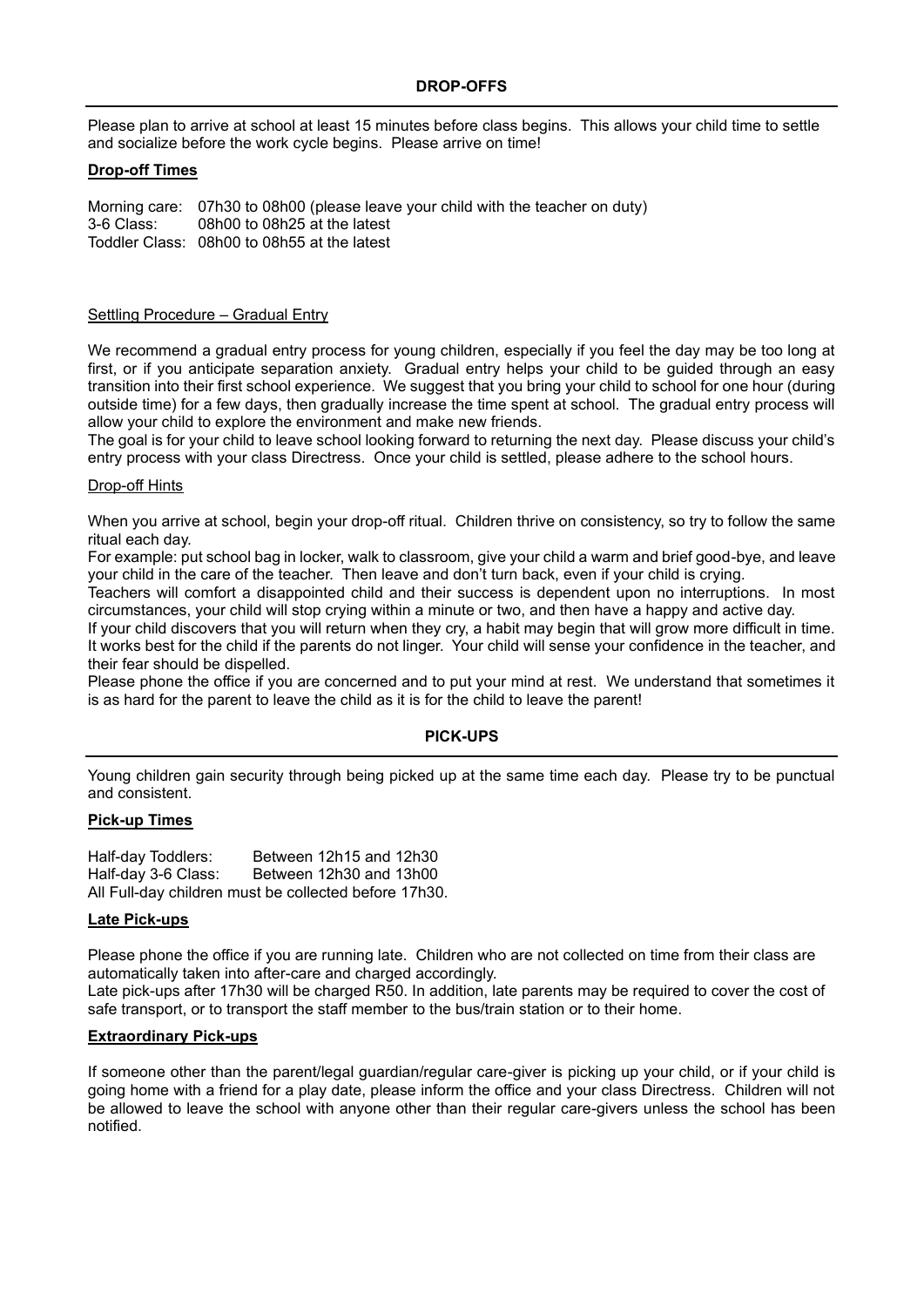## DROP-OFFS

Please plan to arrive at school at least 15 minutes before class begins. This allows your child time to settle and socialize before the work cycle begins. Please arrive on time!

**Drop-off Times**

Morning care: 07h30 to 08h00 (please leave your child with the teacher on duty)
3-6 Class: 08h00 to 08h25 at the latest
Toddler Class: 08h00 to 08h55 at the latest

### Settling Procedure – Gradual Entry

We recommend a gradual entry process for young children, especially if you feel the day may be too long at first, or if you anticipate separation anxiety. Gradual entry helps your child to be guided through an easy transition into their first school experience. We suggest that you bring your child to school for one hour (during outside time) for a few days, then gradually increase the time spent at school. The gradual entry process will allow your child to explore the environment and make new friends.
The goal is for your child to leave school looking forward to returning the next day. Please discuss your child's entry process with your class Directress. Once your child is settled, please adhere to the school hours.

### Drop-off Hints

When you arrive at school, begin your drop-off ritual. Children thrive on consistency, so try to follow the same ritual each day.
For example: put school bag in locker, walk to classroom, give your child a warm and brief good-bye, and leave your child in the care of the teacher. Then leave and don't turn back, even if your child is crying.
Teachers will comfort a disappointed child and their success is dependent upon no interruptions. In most circumstances, your child will stop crying within a minute or two, and then have a happy and active day.
If your child discovers that you will return when they cry, a habit may begin that will grow more difficult in time. It works best for the child if the parents do not linger. Your child will sense your confidence in the teacher, and their fear should be dispelled.
Please phone the office if you are concerned and to put your mind at rest. We understand that sometimes it is as hard for the parent to leave the child as it is for the child to leave the parent!

## PICK-UPS

Young children gain security through being picked up at the same time each day. Please try to be punctual and consistent.

**Pick-up Times**

Half-day Toddlers: Between 12h15 and 12h30
Half-day 3-6 Class: Between 12h30 and 13h00
All Full-day children must be collected before 17h30.

**Late Pick-ups**

Please phone the office if you are running late. Children who are not collected on time from their class are automatically taken into after-care and charged accordingly.
Late pick-ups after 17h30 will be charged R50. In addition, late parents may be required to cover the cost of safe transport, or to transport the staff member to the bus/train station or to their home.

**Extraordinary Pick-ups**

If someone other than the parent/legal guardian/regular care-giver is picking up your child, or if your child is going home with a friend for a play date, please inform the office and your class Directress. Children will not be allowed to leave the school with anyone other than their regular care-givers unless the school has been notified.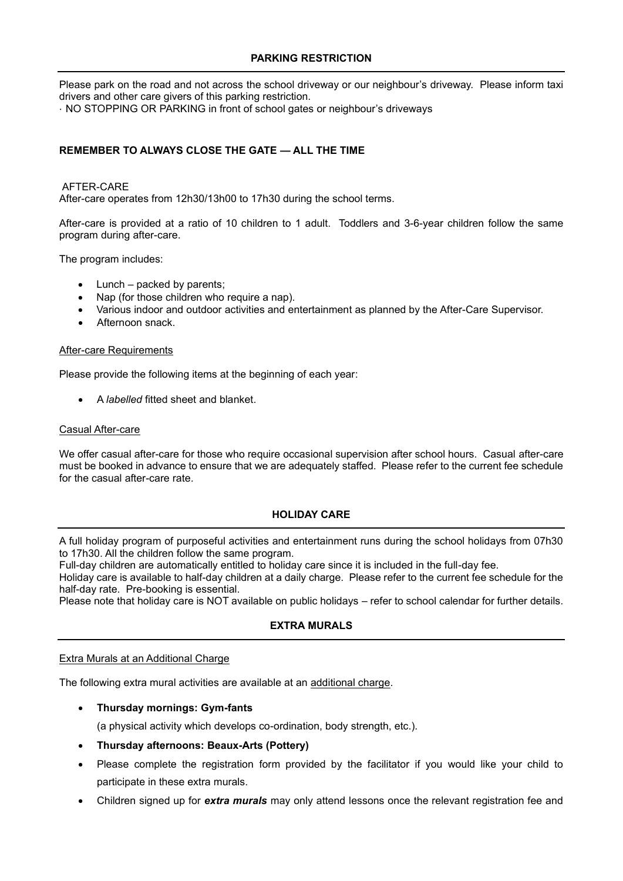## PARKING RESTRICTION

Please park on the road and not across the school driveway or our neighbour's driveway. Please inform taxi drivers and other care givers of this parking restriction.

· NO STOPPING OR PARKING in front of school gates or neighbour's driveways

**REMEMBER TO ALWAYS CLOSE THE GATE — ALL THE TIME**

AFTER-CARE

After-care operates from 12h30/13h00 to 17h30 during the school terms.

After-care is provided at a ratio of 10 children to 1 adult. Toddlers and 3-6-year children follow the same program during after-care.

The program includes:

- Lunch – packed by parents;
- Nap (for those children who require a nap).
- Various indoor and outdoor activities and entertainment as planned by the After-Care Supervisor.
- Afternoon snack.

After-care Requirements

Please provide the following items at the beginning of each year:

- A *labelled* fitted sheet and blanket.

Casual After-care

We offer casual after-care for those who require occasional supervision after school hours. Casual after-care must be booked in advance to ensure that we are adequately staffed. Please refer to the current fee schedule for the casual after-care rate.

## HOLIDAY CARE

A full holiday program of purposeful activities and entertainment runs during the school holidays from 07h30 to 17h30. All the children follow the same program.

Full-day children are automatically entitled to holiday care since it is included in the full-day fee.

Holiday care is available to half-day children at a daily charge. Please refer to the current fee schedule for the half-day rate. Pre-booking is essential.

Please note that holiday care is NOT available on public holidays – refer to school calendar for further details.

## EXTRA MURALS

Extra Murals at an Additional Charge

The following extra mural activities are available at an additional charge.

- **Thursday mornings: Gym-fants**

  (a physical activity which develops co-ordination, body strength, etc.).

- **Thursday afternoons: Beaux-Arts (Pottery)**
- Please complete the registration form provided by the facilitator if you would like your child to participate in these extra murals.
- Children signed up for ***extra murals*** may only attend lessons once the relevant registration fee and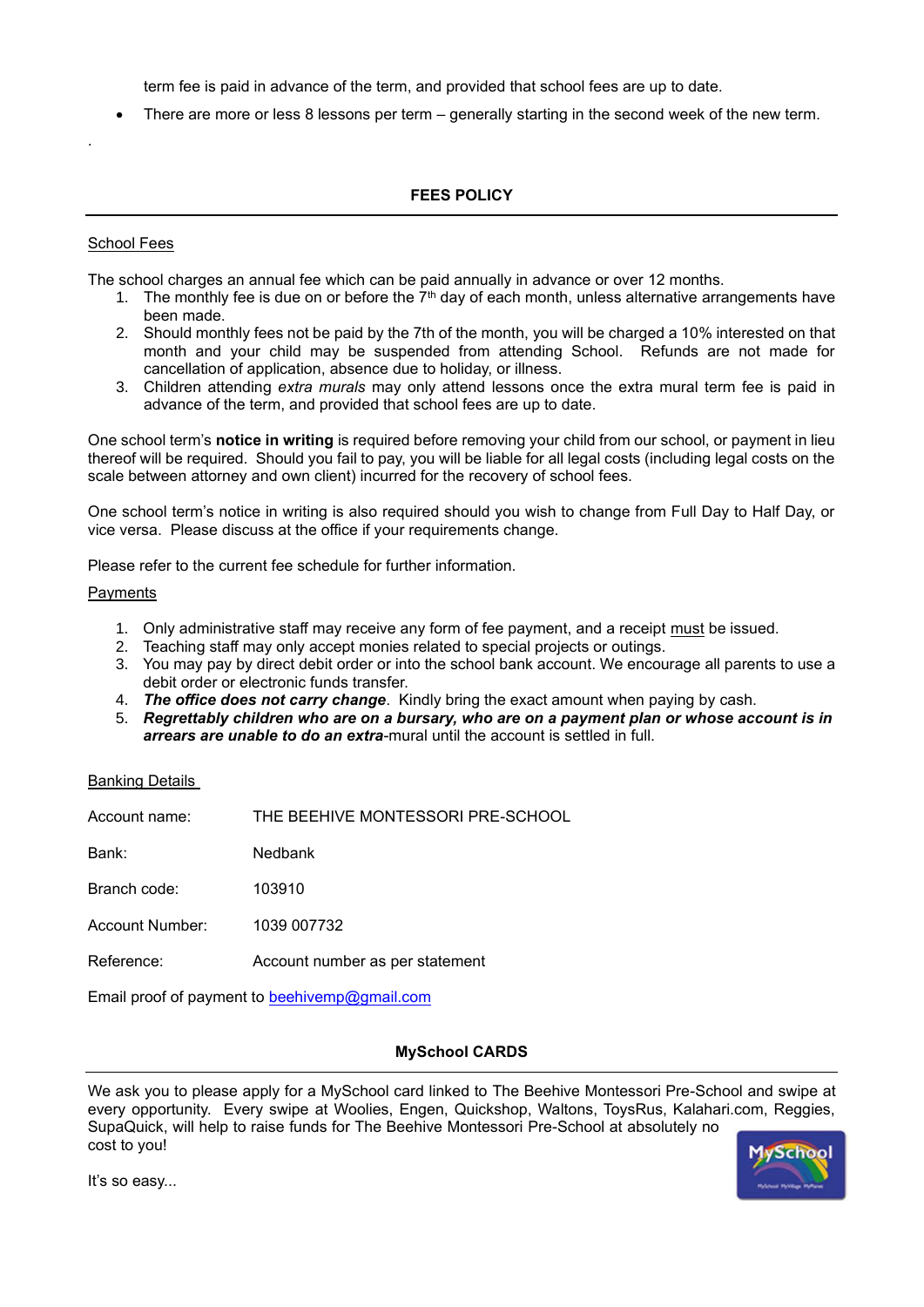term fee is paid in advance of the term, and provided that school fees are up to date.

- There are more or less 8 lessons per term – generally starting in the second week of the new term.

.

## FEES POLICY

<u>School Fees</u>

The school charges an annual fee which can be paid annually in advance or over 12 months.

1. The monthly fee is due on or before the 7th day of each month, unless alternative arrangements have been made.
2. Should monthly fees not be paid by the 7th of the month, you will be charged a 10% interested on that month and your child may be suspended from attending School. Refunds are not made for cancellation of application, absence due to holiday, or illness.
3. Children attending *extra murals* may only attend lessons once the extra mural term fee is paid in advance of the term, and provided that school fees are up to date.

One school term's **notice in writing** is required before removing your child from our school, or payment in lieu thereof will be required. Should you fail to pay, you will be liable for all legal costs (including legal costs on the scale between attorney and own client) incurred for the recovery of school fees.

One school term's notice in writing is also required should you wish to change from Full Day to Half Day, or vice versa. Please discuss at the office if your requirements change.

Please refer to the current fee schedule for further information.

<u>Payments</u>

1. Only administrative staff may receive any form of fee payment, and a receipt <u>must</u> be issued.
2. Teaching staff may only accept monies related to special projects or outings.
3. You may pay by direct debit order or into the school bank account. We encourage all parents to use a debit order or electronic funds transfer.
4. ***The office does not carry change***. Kindly bring the exact amount when paying by cash.
5. ***Regrettably children who are on a bursary, who are on a payment plan or whose account is in arrears are unable to do an extra***-mural until the account is settled in full.

<u>Banking Details</u>

| | |
|---|---|
| Account name: | THE BEEHIVE MONTESSORI PRE-SCHOOL |
| Bank: | Nedbank |
| Branch code: | 103910 |
| Account Number: | 1039 007732 |
| Reference: | Account number as per statement |

Email proof of payment to beehivemp@gmail.com

## MySchool CARDS

We ask you to please apply for a MySchool card linked to The Beehive Montessori Pre-School and swipe at every opportunity. Every swipe at Woolies, Engen, Quickshop, Waltons, ToysRus, Kalahari.com, Reggies, SupaQuick, will help to raise funds for The Beehive Montessori Pre-School at absolutely no cost to you!

It's so easy...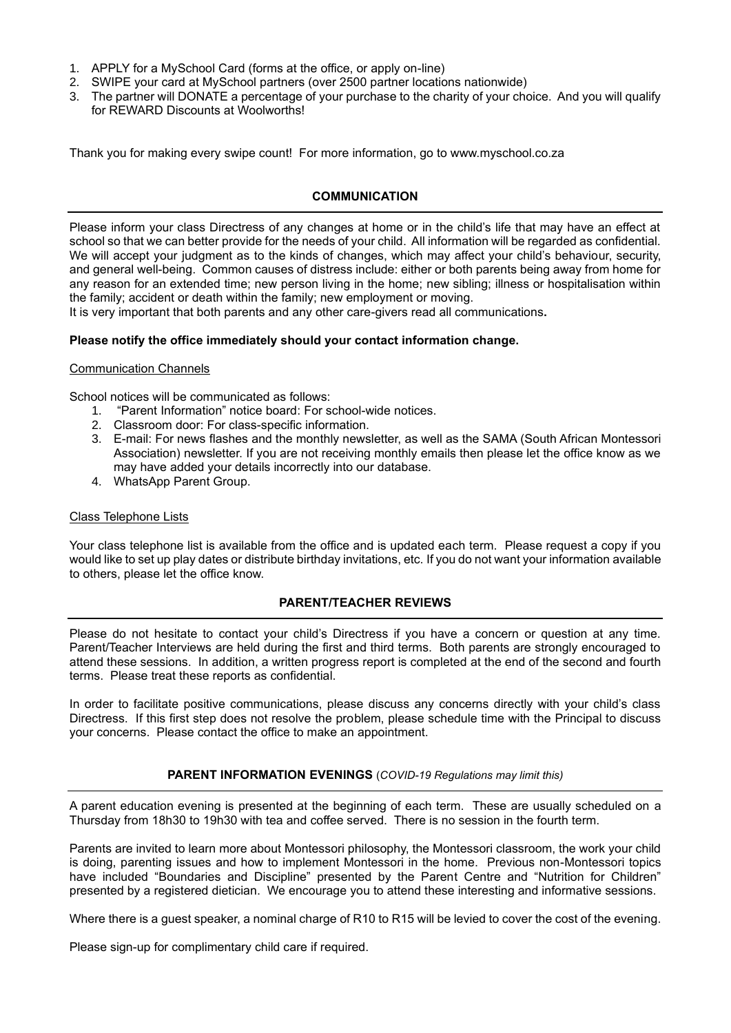1. APPLY for a MySchool Card (forms at the office, or apply on-line)
2. SWIPE your card at MySchool partners (over 2500 partner locations nationwide)
3. The partner will DONATE a percentage of your purchase to the charity of your choice. And you will qualify for REWARD Discounts at Woolworths!

Thank you for making every swipe count! For more information, go to www.myschool.co.za

## COMMUNICATION

Please inform your class Directress of any changes at home or in the child's life that may have an effect at school so that we can better provide for the needs of your child. All information will be regarded as confidential. We will accept your judgment as to the kinds of changes, which may affect your child's behaviour, security, and general well-being. Common causes of distress include: either or both parents being away from home for any reason for an extended time; new person living in the home; new sibling; illness or hospitalisation within the family; accident or death within the family; new employment or moving.
It is very important that both parents and any other care-givers read all communications**.**

**Please notify the office immediately should your contact information change.**

### Communication Channels

School notices will be communicated as follows:

1. "Parent Information" notice board: For school-wide notices.
2. Classroom door: For class-specific information.
3. E-mail: For news flashes and the monthly newsletter, as well as the SAMA (South African Montessori Association) newsletter. If you are not receiving monthly emails then please let the office know as we may have added your details incorrectly into our database.
4. WhatsApp Parent Group.

### Class Telephone Lists

Your class telephone list is available from the office and is updated each term. Please request a copy if you would like to set up play dates or distribute birthday invitations, etc. If you do not want your information available to others, please let the office know.

## PARENT/TEACHER REVIEWS

Please do not hesitate to contact your child's Directress if you have a concern or question at any time. Parent/Teacher Interviews are held during the first and third terms. Both parents are strongly encouraged to attend these sessions. In addition, a written progress report is completed at the end of the second and fourth terms. Please treat these reports as confidential.

In order to facilitate positive communications, please discuss any concerns directly with your child's class Directress. If this first step does not resolve the problem, please schedule time with the Principal to discuss your concerns. Please contact the office to make an appointment.

## PARENT INFORMATION EVENINGS (*COVID-19 Regulations may limit this)*

A parent education evening is presented at the beginning of each term. These are usually scheduled on a Thursday from 18h30 to 19h30 with tea and coffee served. There is no session in the fourth term.

Parents are invited to learn more about Montessori philosophy, the Montessori classroom, the work your child is doing, parenting issues and how to implement Montessori in the home. Previous non-Montessori topics have included "Boundaries and Discipline" presented by the Parent Centre and "Nutrition for Children" presented by a registered dietician. We encourage you to attend these interesting and informative sessions.

Where there is a guest speaker, a nominal charge of R10 to R15 will be levied to cover the cost of the evening.

Please sign-up for complimentary child care if required.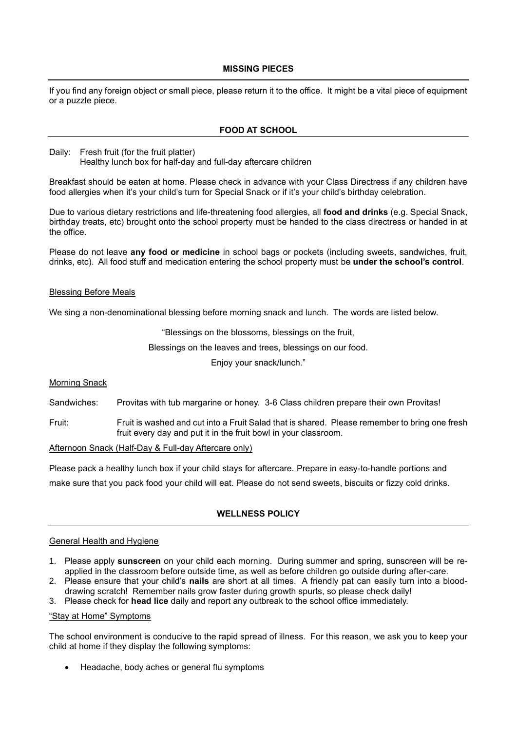## MISSING PIECES

If you find any foreign object or small piece, please return it to the office. It might be a vital piece of equipment or a puzzle piece.

## FOOD AT SCHOOL

Daily: Fresh fruit (for the fruit platter)
Healthy lunch box for half-day and full-day aftercare children

Breakfast should be eaten at home. Please check in advance with your Class Directress if any children have food allergies when it's your child's turn for Special Snack or if it's your child's birthday celebration.

Due to various dietary restrictions and life-threatening food allergies, all **food and drinks** (e.g. Special Snack, birthday treats, etc) brought onto the school property must be handed to the class directress or handed in at the office.

Please do not leave **any food or medicine** in school bags or pockets (including sweets, sandwiches, fruit, drinks, etc). All food stuff and medication entering the school property must be **under the school's control**.

### Blessing Before Meals

We sing a non-denominational blessing before morning snack and lunch. The words are listed below.

"Blessings on the blossoms, blessings on the fruit,

Blessings on the leaves and trees, blessings on our food.

Enjoy your snack/lunch."

### Morning Snack

Sandwiches: Provitas with tub margarine or honey. 3-6 Class children prepare their own Provitas!

Fruit: Fruit is washed and cut into a Fruit Salad that is shared. Please remember to bring one fresh fruit every day and put it in the fruit bowl in your classroom.

### Afternoon Snack (Half-Day & Full-day Aftercare only)

Please pack a healthy lunch box if your child stays for aftercare. Prepare in easy-to-handle portions and make sure that you pack food your child will eat. Please do not send sweets, biscuits or fizzy cold drinks.

## WELLNESS POLICY

### General Health and Hygiene

1. Please apply **sunscreen** on your child each morning. During summer and spring, sunscreen will be re-applied in the classroom before outside time, as well as before children go outside during after-care.
2. Please ensure that your child's **nails** are short at all times. A friendly pat can easily turn into a blood-drawing scratch! Remember nails grow faster during growth spurts, so please check daily!
3. Please check for **head lice** daily and report any outbreak to the school office immediately.

### "Stay at Home" Symptoms

The school environment is conducive to the rapid spread of illness. For this reason, we ask you to keep your child at home if they display the following symptoms:

- Headache, body aches or general flu symptoms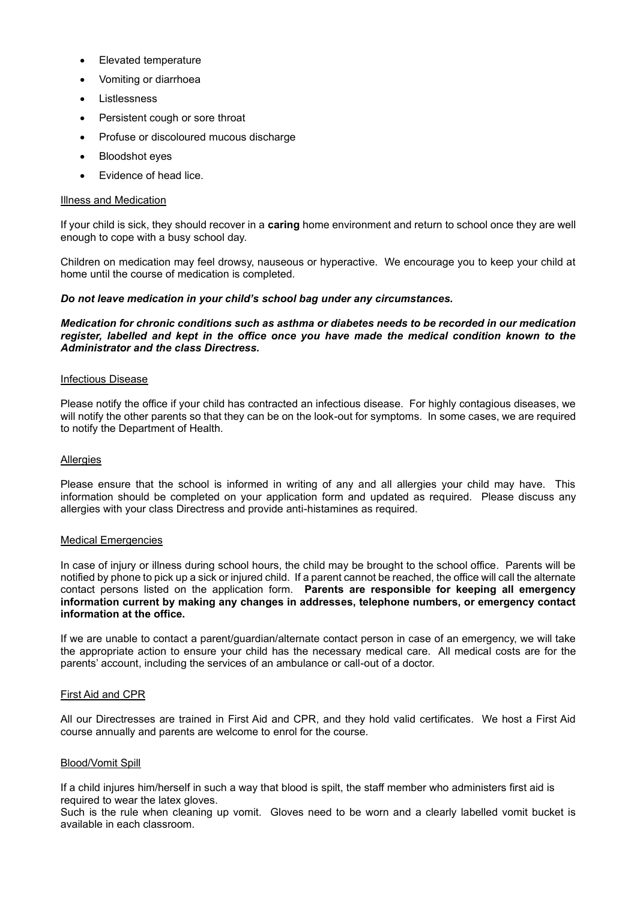- Elevated temperature
- Vomiting or diarrhoea
- Listlessness
- Persistent cough or sore throat
- Profuse or discoloured mucous discharge
- Bloodshot eyes
- Evidence of head lice.

<u>Illness and Medication</u>

If your child is sick, they should recover in a **caring** home environment and return to school once they are well enough to cope with a busy school day.

Children on medication may feel drowsy, nauseous or hyperactive. We encourage you to keep your child at home until the course of medication is completed.

***Do not leave medication in your child's school bag under any circumstances.***

***Medication for chronic conditions such as asthma or diabetes needs to be recorded in our medication register, labelled and kept in the office once you have made the medical condition known to the Administrator and the class Directress.***

<u>Infectious Disease</u>

Please notify the office if your child has contracted an infectious disease. For highly contagious diseases, we will notify the other parents so that they can be on the look-out for symptoms. In some cases, we are required to notify the Department of Health.

<u>Allergies</u>

Please ensure that the school is informed in writing of any and all allergies your child may have. This information should be completed on your application form and updated as required. Please discuss any allergies with your class Directress and provide anti-histamines as required.

<u>Medical Emergencies</u>

In case of injury or illness during school hours, the child may be brought to the school office. Parents will be notified by phone to pick up a sick or injured child. If a parent cannot be reached, the office will call the alternate contact persons listed on the application form. **Parents are responsible for keeping all emergency information current by making any changes in addresses, telephone numbers, or emergency contact information at the office.**

If we are unable to contact a parent/guardian/alternate contact person in case of an emergency, we will take the appropriate action to ensure your child has the necessary medical care. All medical costs are for the parents' account, including the services of an ambulance or call-out of a doctor.

<u>First Aid and CPR</u>

All our Directresses are trained in First Aid and CPR, and they hold valid certificates. We host a First Aid course annually and parents are welcome to enrol for the course.

<u>Blood/Vomit Spill</u>

If a child injures him/herself in such a way that blood is spilt, the staff member who administers first aid is required to wear the latex gloves.
Such is the rule when cleaning up vomit. Gloves need to be worn and a clearly labelled vomit bucket is available in each classroom.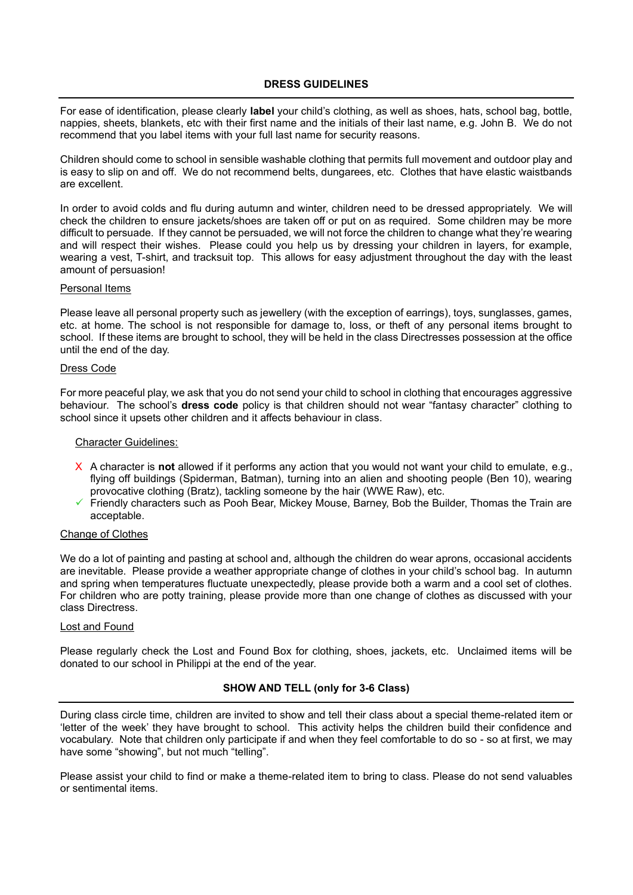## DRESS GUIDELINES

For ease of identification, please clearly **label** your child's clothing, as well as shoes, hats, school bag, bottle, nappies, sheets, blankets, etc with their first name and the initials of their last name, e.g. John B. We do not recommend that you label items with your full last name for security reasons.

Children should come to school in sensible washable clothing that permits full movement and outdoor play and is easy to slip on and off. We do not recommend belts, dungarees, etc. Clothes that have elastic waistbands are excellent.

In order to avoid colds and flu during autumn and winter, children need to be dressed appropriately. We will check the children to ensure jackets/shoes are taken off or put on as required. Some children may be more difficult to persuade. If they cannot be persuaded, we will not force the children to change what they're wearing and will respect their wishes. Please could you help us by dressing your children in layers, for example, wearing a vest, T-shirt, and tracksuit top. This allows for easy adjustment throughout the day with the least amount of persuasion!

### Personal Items

Please leave all personal property such as jewellery (with the exception of earrings), toys, sunglasses, games, etc. at home. The school is not responsible for damage to, loss, or theft of any personal items brought to school. If these items are brought to school, they will be held in the class Directresses possession at the office until the end of the day.

### Dress Code

For more peaceful play, we ask that you do not send your child to school in clothing that encourages aggressive behaviour. The school's **dress code** policy is that children should not wear "fantasy character" clothing to school since it upsets other children and it affects behaviour in class.

#### Character Guidelines:

- X A character is **not** allowed if it performs any action that you would not want your child to emulate, e.g., flying off buildings (Spiderman, Batman), turning into an alien and shooting people (Ben 10), wearing provocative clothing (Bratz), tackling someone by the hair (WWE Raw), etc.
- ✓ Friendly characters such as Pooh Bear, Mickey Mouse, Barney, Bob the Builder, Thomas the Train are acceptable.

### Change of Clothes

We do a lot of painting and pasting at school and, although the children do wear aprons, occasional accidents are inevitable. Please provide a weather appropriate change of clothes in your child's school bag. In autumn and spring when temperatures fluctuate unexpectedly, please provide both a warm and a cool set of clothes. For children who are potty training, please provide more than one change of clothes as discussed with your class Directress.

### Lost and Found

Please regularly check the Lost and Found Box for clothing, shoes, jackets, etc. Unclaimed items will be donated to our school in Philippi at the end of the year.

## SHOW AND TELL (only for 3-6 Class)

During class circle time, children are invited to show and tell their class about a special theme-related item or 'letter of the week' they have brought to school. This activity helps the children build their confidence and vocabulary. Note that children only participate if and when they feel comfortable to do so - so at first, we may have some "showing", but not much "telling".

Please assist your child to find or make a theme-related item to bring to class. Please do not send valuables or sentimental items.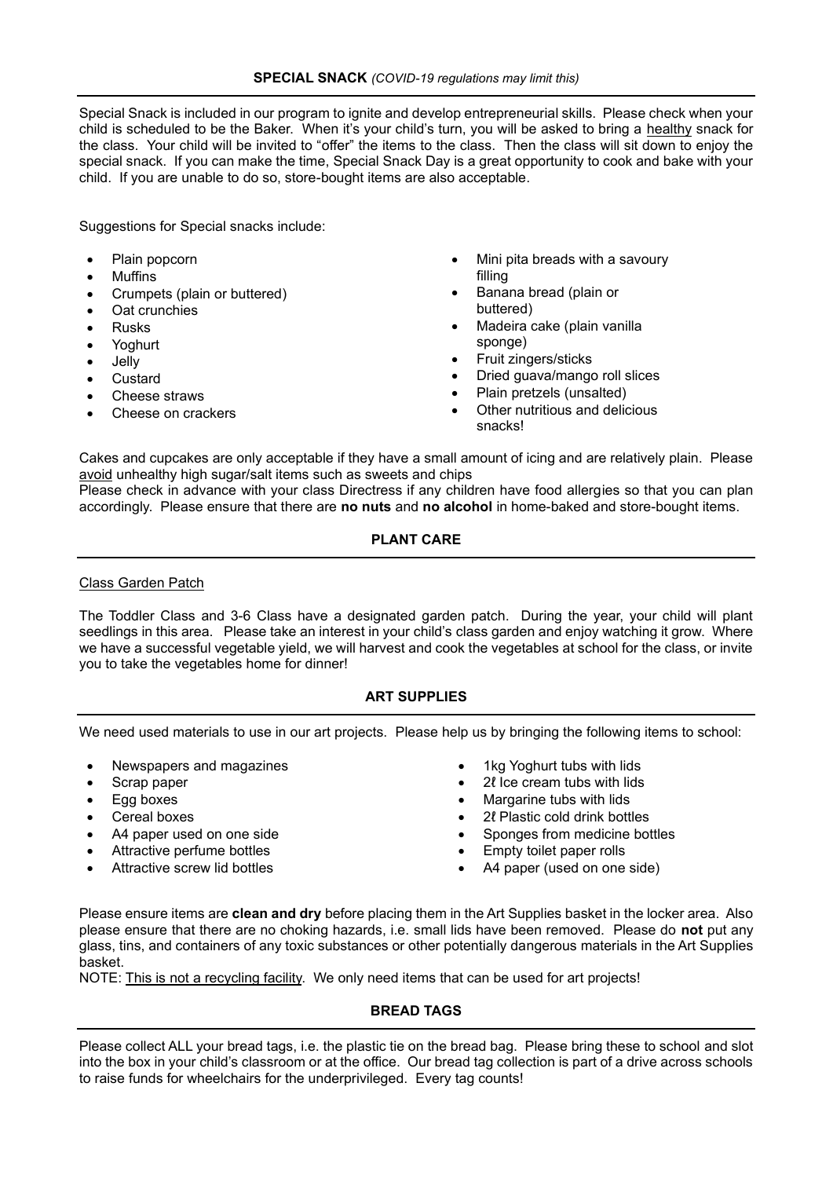## **SPECIAL SNACK** *(COVID-19 regulations may limit this)*

Special Snack is included in our program to ignite and develop entrepreneurial skills. Please check when your child is scheduled to be the Baker. When it's your child's turn, you will be asked to bring a <u>healthy</u> snack for the class. Your child will be invited to "offer" the items to the class. Then the class will sit down to enjoy the special snack. If you can make the time, Special Snack Day is a great opportunity to cook and bake with your child. If you are unable to do so, store-bought items are also acceptable.

Suggestions for Special snacks include:

- Plain popcorn
- Muffins
- Crumpets (plain or buttered)
- Oat crunchies
- Rusks
- Yoghurt
- Jelly
- Custard
- Cheese straws
- Cheese on crackers
- Mini pita breads with a savoury filling
- Banana bread (plain or buttered)
- Madeira cake (plain vanilla sponge)
- Fruit zingers/sticks
- Dried guava/mango roll slices
- Plain pretzels (unsalted)
- Other nutritious and delicious snacks!

Cakes and cupcakes are only acceptable if they have a small amount of icing and are relatively plain. Please <u>avoid</u> unhealthy high sugar/salt items such as sweets and chips

Please check in advance with your class Directress if any children have food allergies so that you can plan accordingly. Please ensure that there are **no nuts** and **no alcohol** in home-baked and store-bought items.

## **PLANT CARE**

<u>Class Garden Patch</u>

The Toddler Class and 3-6 Class have a designated garden patch. During the year, your child will plant seedlings in this area. Please take an interest in your child's class garden and enjoy watching it grow. Where we have a successful vegetable yield, we will harvest and cook the vegetables at school for the class, or invite you to take the vegetables home for dinner!

## **ART SUPPLIES**

We need used materials to use in our art projects. Please help us by bringing the following items to school:

- Newspapers and magazines
- Scrap paper
- Egg boxes
- Cereal boxes
- A4 paper used on one side
- Attractive perfume bottles
- Attractive screw lid bottles
- 1kg Yoghurt tubs with lids
- 2ℓ Ice cream tubs with lids
- Margarine tubs with lids
- 2ℓ Plastic cold drink bottles
- Sponges from medicine bottles
- Empty toilet paper rolls
- A4 paper (used on one side)

Please ensure items are **clean and dry** before placing them in the Art Supplies basket in the locker area. Also please ensure that there are no choking hazards, i.e. small lids have been removed. Please do **not** put any glass, tins, and containers of any toxic substances or other potentially dangerous materials in the Art Supplies basket.

NOTE: <u>This is not a recycling facility</u>. We only need items that can be used for art projects!

## **BREAD TAGS**

Please collect ALL your bread tags, i.e. the plastic tie on the bread bag. Please bring these to school and slot into the box in your child's classroom or at the office. Our bread tag collection is part of a drive across schools to raise funds for wheelchairs for the underprivileged. Every tag counts!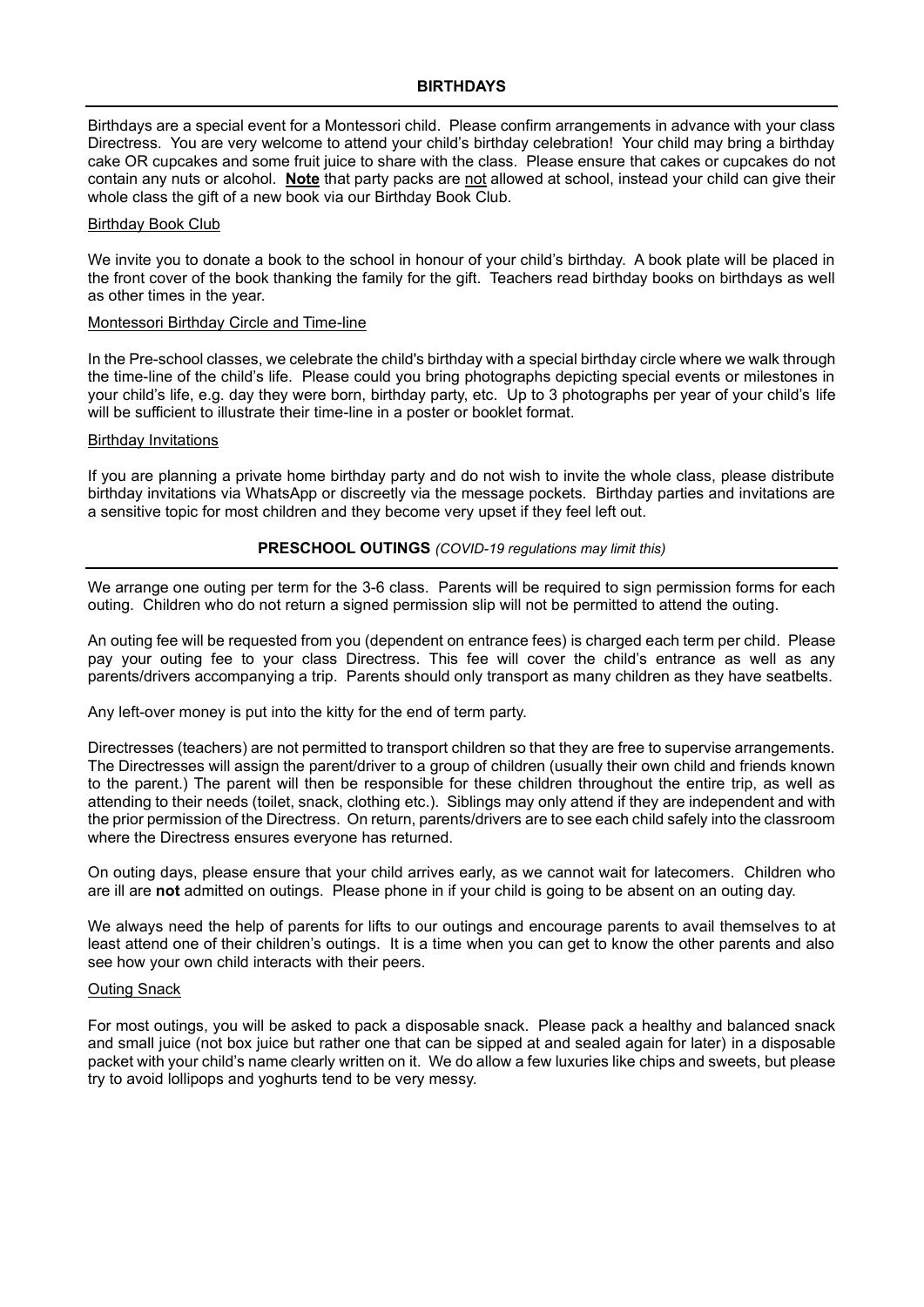## BIRTHDAYS

Birthdays are a special event for a Montessori child. Please confirm arrangements in advance with your class Directress. You are very welcome to attend your child's birthday celebration! Your child may bring a birthday cake OR cupcakes and some fruit juice to share with the class. Please ensure that cakes or cupcakes do not contain any nuts or alcohol. **Note** that party packs are not allowed at school, instead your child can give their whole class the gift of a new book via our Birthday Book Club.

### Birthday Book Club

We invite you to donate a book to the school in honour of your child's birthday. A book plate will be placed in the front cover of the book thanking the family for the gift. Teachers read birthday books on birthdays as well as other times in the year.

### Montessori Birthday Circle and Time-line

In the Pre-school classes, we celebrate the child's birthday with a special birthday circle where we walk through the time-line of the child's life. Please could you bring photographs depicting special events or milestones in your child's life, e.g. day they were born, birthday party, etc. Up to 3 photographs per year of your child's life will be sufficient to illustrate their time-line in a poster or booklet format.

### Birthday Invitations

If you are planning a private home birthday party and do not wish to invite the whole class, please distribute birthday invitations via WhatsApp or discreetly via the message pockets. Birthday parties and invitations are a sensitive topic for most children and they become very upset if they feel left out.

## PRESCHOOL OUTINGS *(COVID-19 regulations may limit this)*

We arrange one outing per term for the 3-6 class. Parents will be required to sign permission forms for each outing. Children who do not return a signed permission slip will not be permitted to attend the outing.

An outing fee will be requested from you (dependent on entrance fees) is charged each term per child. Please pay your outing fee to your class Directress. This fee will cover the child's entrance as well as any parents/drivers accompanying a trip. Parents should only transport as many children as they have seatbelts.

Any left-over money is put into the kitty for the end of term party.

Directresses (teachers) are not permitted to transport children so that they are free to supervise arrangements. The Directresses will assign the parent/driver to a group of children (usually their own child and friends known to the parent.) The parent will then be responsible for these children throughout the entire trip, as well as attending to their needs (toilet, snack, clothing etc.). Siblings may only attend if they are independent and with the prior permission of the Directress. On return, parents/drivers are to see each child safely into the classroom where the Directress ensures everyone has returned.

On outing days, please ensure that your child arrives early, as we cannot wait for latecomers. Children who are ill are **not** admitted on outings. Please phone in if your child is going to be absent on an outing day.

We always need the help of parents for lifts to our outings and encourage parents to avail themselves to at least attend one of their children's outings. It is a time when you can get to know the other parents and also see how your own child interacts with their peers.

### Outing Snack

For most outings, you will be asked to pack a disposable snack. Please pack a healthy and balanced snack and small juice (not box juice but rather one that can be sipped at and sealed again for later) in a disposable packet with your child's name clearly written on it. We do allow a few luxuries like chips and sweets, but please try to avoid lollipops and yoghurts tend to be very messy.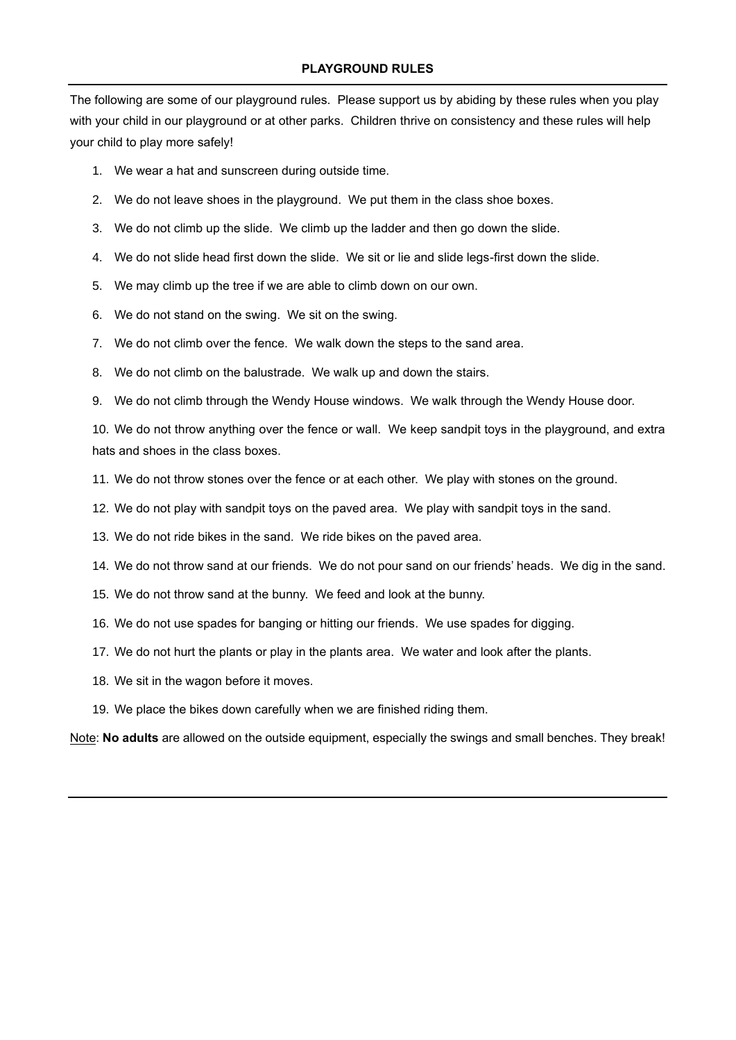## PLAYGROUND RULES

The following are some of our playground rules. Please support us by abiding by these rules when you play with your child in our playground or at other parks. Children thrive on consistency and these rules will help your child to play more safely!

1. We wear a hat and sunscreen during outside time.
2. We do not leave shoes in the playground. We put them in the class shoe boxes.
3. We do not climb up the slide. We climb up the ladder and then go down the slide.
4. We do not slide head first down the slide. We sit or lie and slide legs-first down the slide.
5. We may climb up the tree if we are able to climb down on our own.
6. We do not stand on the swing. We sit on the swing.
7. We do not climb over the fence. We walk down the steps to the sand area.
8. We do not climb on the balustrade. We walk up and down the stairs.
9. We do not climb through the Wendy House windows. We walk through the Wendy House door.
10. We do not throw anything over the fence or wall. We keep sandpit toys in the playground, and extra hats and shoes in the class boxes.
11. We do not throw stones over the fence or at each other. We play with stones on the ground.
12. We do not play with sandpit toys on the paved area. We play with sandpit toys in the sand.
13. We do not ride bikes in the sand. We ride bikes on the paved area.
14. We do not throw sand at our friends. We do not pour sand on our friends' heads. We dig in the sand.
15. We do not throw sand at the bunny. We feed and look at the bunny.
16. We do not use spades for banging or hitting our friends. We use spades for digging.
17. We do not hurt the plants or play in the plants area. We water and look after the plants.
18. We sit in the wagon before it moves.
19. We place the bikes down carefully when we are finished riding them.

Note: **No adults** are allowed on the outside equipment, especially the swings and small benches. They break!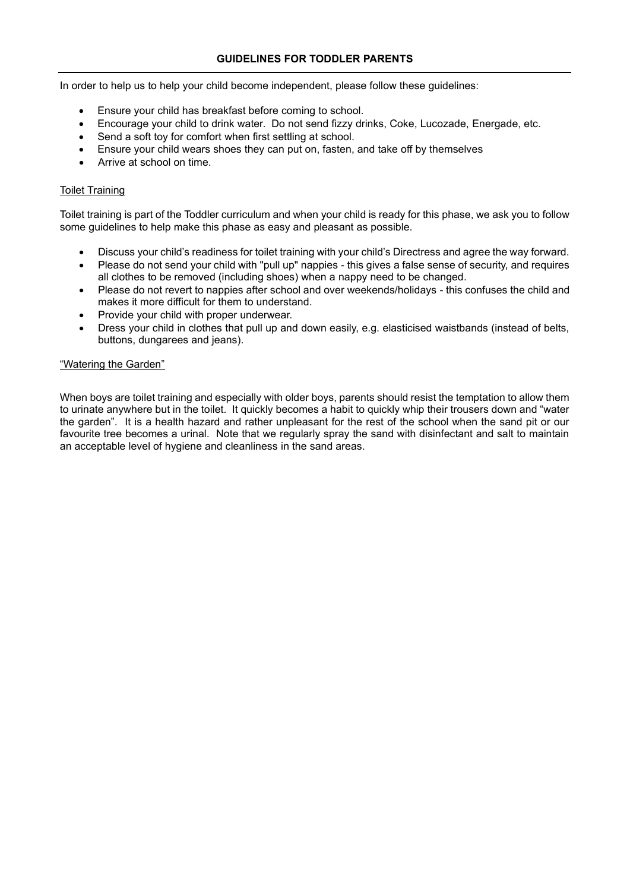## GUIDELINES FOR TODDLER PARENTS

In order to help us to help your child become independent, please follow these guidelines:

- Ensure your child has breakfast before coming to school.
- Encourage your child to drink water. Do not send fizzy drinks, Coke, Lucozade, Energade, etc.
- Send a soft toy for comfort when first settling at school.
- Ensure your child wears shoes they can put on, fasten, and take off by themselves
- Arrive at school on time.

### Toilet Training

Toilet training is part of the Toddler curriculum and when your child is ready for this phase, we ask you to follow some guidelines to help make this phase as easy and pleasant as possible.

- Discuss your child's readiness for toilet training with your child's Directress and agree the way forward.
- Please do not send your child with "pull up" nappies - this gives a false sense of security, and requires all clothes to be removed (including shoes) when a nappy need to be changed.
- Please do not revert to nappies after school and over weekends/holidays - this confuses the child and makes it more difficult for them to understand.
- Provide your child with proper underwear.
- Dress your child in clothes that pull up and down easily, e.g. elasticised waistbands (instead of belts, buttons, dungarees and jeans).

### "Watering the Garden"

When boys are toilet training and especially with older boys, parents should resist the temptation to allow them to urinate anywhere but in the toilet. It quickly becomes a habit to quickly whip their trousers down and "water the garden". It is a health hazard and rather unpleasant for the rest of the school when the sand pit or our favourite tree becomes a urinal. Note that we regularly spray the sand with disinfectant and salt to maintain an acceptable level of hygiene and cleanliness in the sand areas.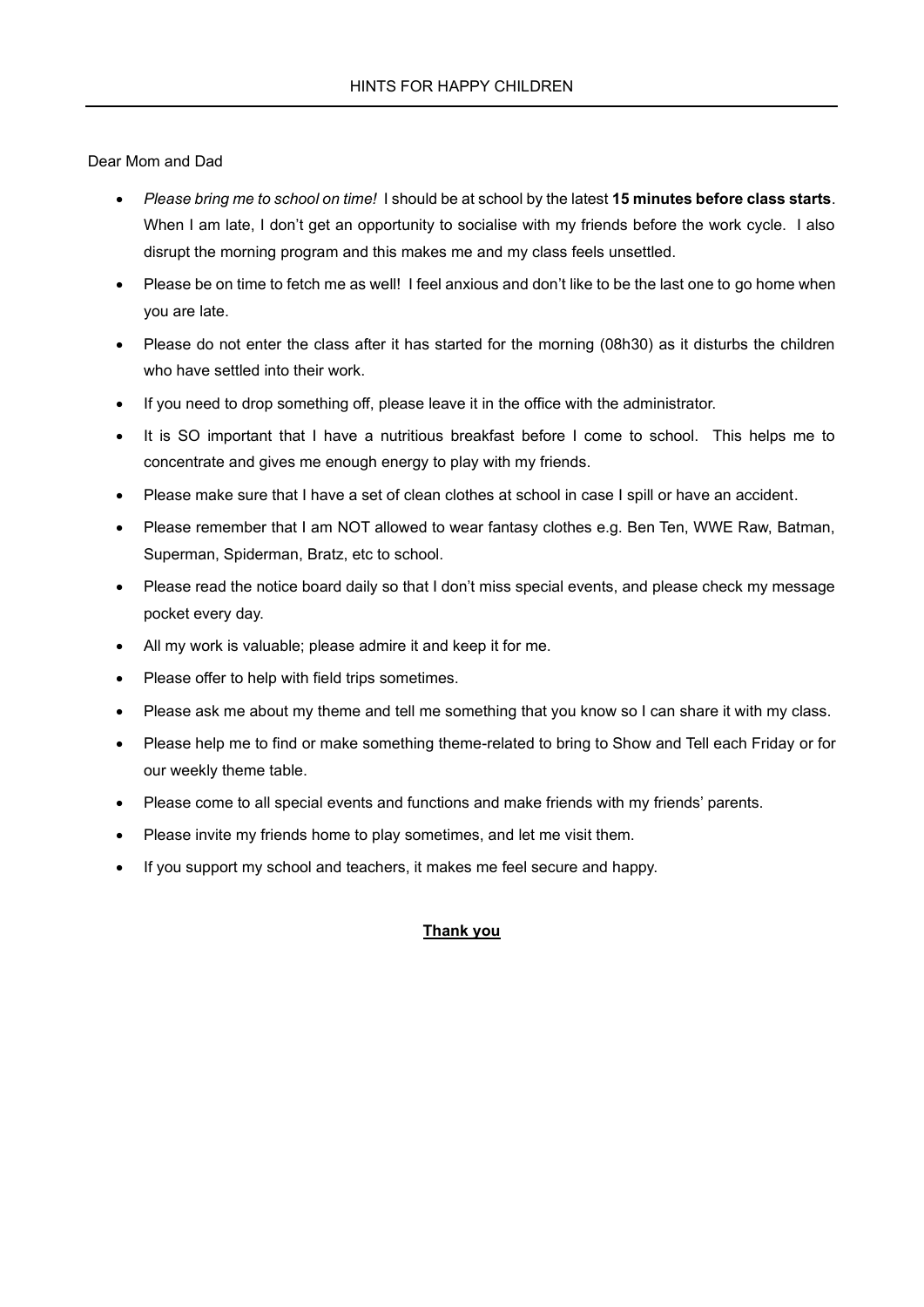# HINTS FOR HAPPY CHILDREN

Dear Mom and Dad

- *Please bring me to school on time!* I should be at school by the latest **15 minutes before class starts**. When I am late, I don't get an opportunity to socialise with my friends before the work cycle. I also disrupt the morning program and this makes me and my class feels unsettled.
- Please be on time to fetch me as well! I feel anxious and don't like to be the last one to go home when you are late.
- Please do not enter the class after it has started for the morning (08h30) as it disturbs the children who have settled into their work.
- If you need to drop something off, please leave it in the office with the administrator.
- It is SO important that I have a nutritious breakfast before I come to school. This helps me to concentrate and gives me enough energy to play with my friends.
- Please make sure that I have a set of clean clothes at school in case I spill or have an accident.
- Please remember that I am NOT allowed to wear fantasy clothes e.g. Ben Ten, WWE Raw, Batman, Superman, Spiderman, Bratz, etc to school.
- Please read the notice board daily so that I don't miss special events, and please check my message pocket every day.
- All my work is valuable; please admire it and keep it for me.
- Please offer to help with field trips sometimes.
- Please ask me about my theme and tell me something that you know so I can share it with my class.
- Please help me to find or make something theme-related to bring to Show and Tell each Friday or for our weekly theme table.
- Please come to all special events and functions and make friends with my friends' parents.
- Please invite my friends home to play sometimes, and let me visit them.
- If you support my school and teachers, it makes me feel secure and happy.

**Thank you**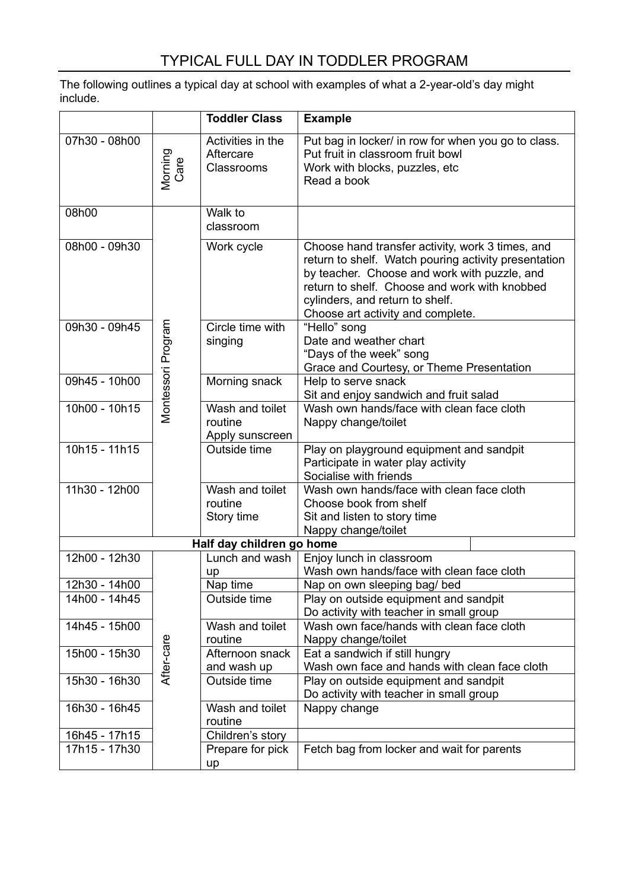# TYPICAL FULL DAY IN TODDLER PROGRAM

The following outlines a typical day at school with examples of what a 2-year-old's day might include.

| | | Toddler Class | Example |
|---|---|---|---|
| 07h30 - 08h00 | Morning Care | Activities in the Aftercare Classrooms | Put bag in locker/ in row for when you go to class.<br>Put fruit in classroom fruit bowl<br>Work with blocks, puzzles, etc<br>Read a book |
| 08h00 | Montessori Program | Walk to classroom | |
| 08h00 - 09h30 | Montessori Program | Work cycle | Choose hand transfer activity, work 3 times, and return to shelf. Watch pouring activity presentation by teacher. Choose and work with puzzle, and return to shelf. Choose and work with knobbed cylinders, and return to shelf.<br>Choose art activity and complete. |
| 09h30 - 09h45 | Montessori Program | Circle time with singing | "Hello" song<br>Date and weather chart<br>"Days of the week" song<br>Grace and Courtesy, or Theme Presentation |
| 09h45 - 10h00 | Montessori Program | Morning snack | Help to serve snack<br>Sit and enjoy sandwich and fruit salad |
| 10h00 - 10h15 | Montessori Program | Wash and toilet routine<br>Apply sunscreen | Wash own hands/face with clean face cloth<br>Nappy change/toilet |
| 10h15 - 11h15 | Montessori Program | Outside time | Play on playground equipment and sandpit<br>Participate in water play activity<br>Socialise with friends |
| 11h30 - 12h00 | Montessori Program | Wash and toilet routine<br>Story time | Wash own hands/face with clean face cloth<br>Choose book from shelf<br>Sit and listen to story time<br>Nappy change/toilet |
| **Half day children go home** | | | |
| 12h00 - 12h30 | After-care | Lunch and wash up | Enjoy lunch in classroom<br>Wash own hands/face with clean face cloth |
| 12h30 - 14h00 | After-care | Nap time | Nap on own sleeping bag/ bed |
| 14h00 - 14h45 | After-care | Outside time | Play on outside equipment and sandpit<br>Do activity with teacher in small group |
| 14h45 - 15h00 | After-care | Wash and toilet routine | Wash own face/hands with clean face cloth<br>Nappy change/toilet |
| 15h00 - 15h30 | After-care | Afternoon snack and wash up | Eat a sandwich if still hungry<br>Wash own face and hands with clean face cloth |
| 15h30 - 16h30 | After-care | Outside time | Play on outside equipment and sandpit<br>Do activity with teacher in small group |
| 16h30 - 16h45 | After-care | Wash and toilet routine | Nappy change |
| 16h45 - 17h15 | After-care | Children's story | |
| 17h15 - 17h30 | After-care | Prepare for pick up | Fetch bag from locker and wait for parents |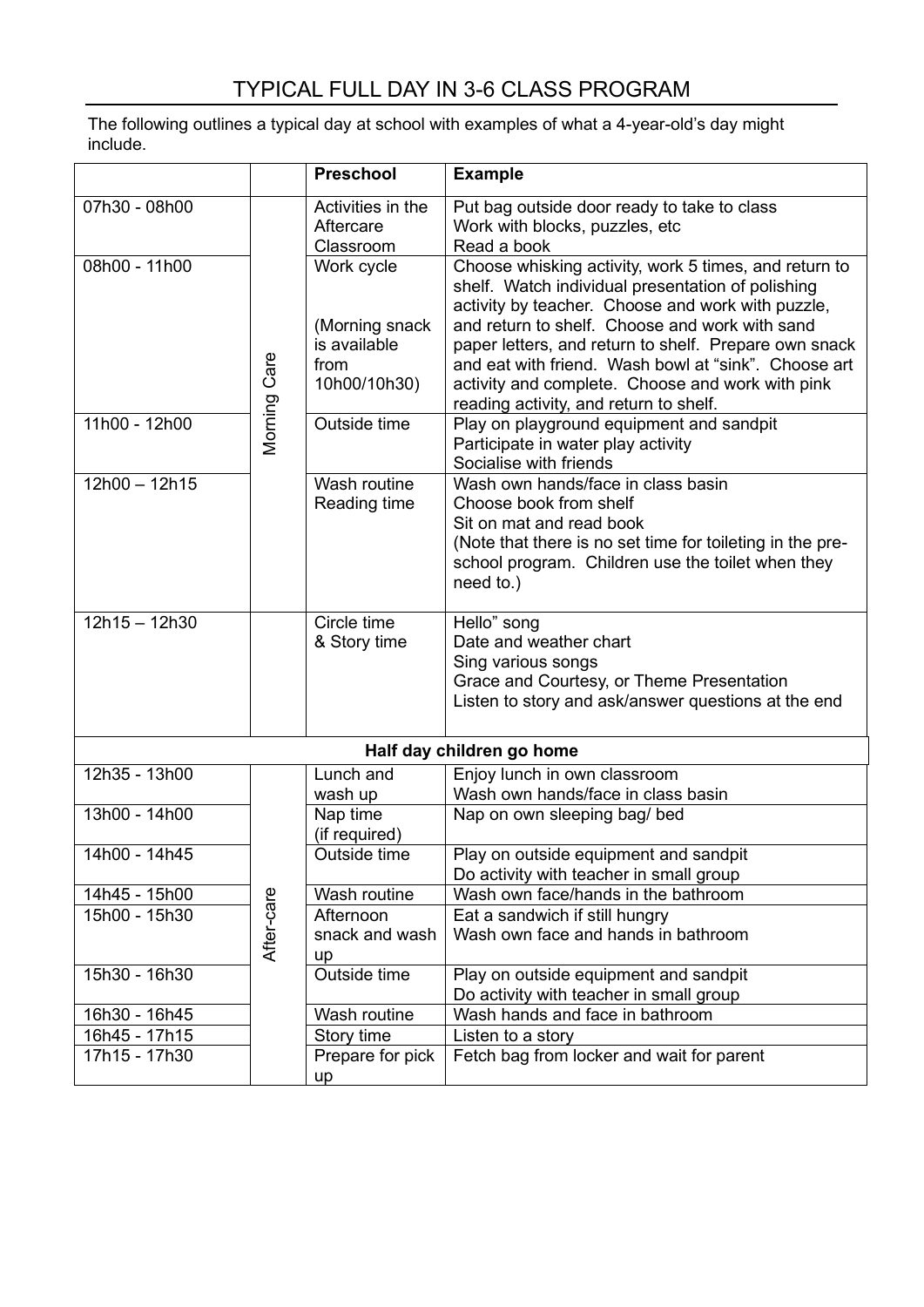# TYPICAL FULL DAY IN 3-6 CLASS PROGRAM

The following outlines a typical day at school with examples of what a 4-year-old's day might include.

| | | Preschool | Example |
|---|---|---|---|
| 07h30 - 08h00 | Morning Care | Activities in the Aftercare Classroom | Put bag outside door ready to take to class<br>Work with blocks, puzzles, etc<br>Read a book |
| 08h00 - 11h00 | Morning Care | Work cycle<br><br>(Morning snack is available from 10h00/10h30) | Choose whisking activity, work 5 times, and return to shelf. Watch individual presentation of polishing activity by teacher. Choose and work with puzzle, and return to shelf. Choose and work with sand paper letters, and return to shelf. Prepare own snack and eat with friend. Wash bowl at "sink". Choose art activity and complete. Choose and work with pink reading activity, and return to shelf. |
| 11h00 - 12h00 | Morning Care | Outside time | Play on playground equipment and sandpit<br>Participate in water play activity<br>Socialise with friends |
| 12h00 – 12h15 | Morning Care | Wash routine<br>Reading time | Wash own hands/face in class basin<br>Choose book from shelf<br>Sit on mat and read book<br>(Note that there is no set time for toileting in the pre-school program. Children use the toilet when they need to.) |
| 12h15 – 12h30 | | Circle time & Story time | Hello" song<br>Date and weather chart<br>Sing various songs<br>Grace and Courtesy, or Theme Presentation<br>Listen to story and ask/answer questions at the end |
| **Half day children go home** | | | |
| 12h35 - 13h00 | After-care | Lunch and wash up | Enjoy lunch in own classroom<br>Wash own hands/face in class basin |
| 13h00 - 14h00 | After-care | Nap time (if required) | Nap on own sleeping bag/ bed |
| 14h00 - 14h45 | After-care | Outside time | Play on outside equipment and sandpit<br>Do activity with teacher in small group |
| 14h45 - 15h00 | After-care | Wash routine | Wash own face/hands in the bathroom |
| 15h00 - 15h30 | After-care | Afternoon snack and wash up | Eat a sandwich if still hungry<br>Wash own face and hands in bathroom |
| 15h30 - 16h30 | After-care | Outside time | Play on outside equipment and sandpit<br>Do activity with teacher in small group |
| 16h30 - 16h45 | After-care | Wash routine | Wash hands and face in bathroom |
| 16h45 - 17h15 | After-care | Story time | Listen to a story |
| 17h15 - 17h30 | After-care | Prepare for pick up | Fetch bag from locker and wait for parent |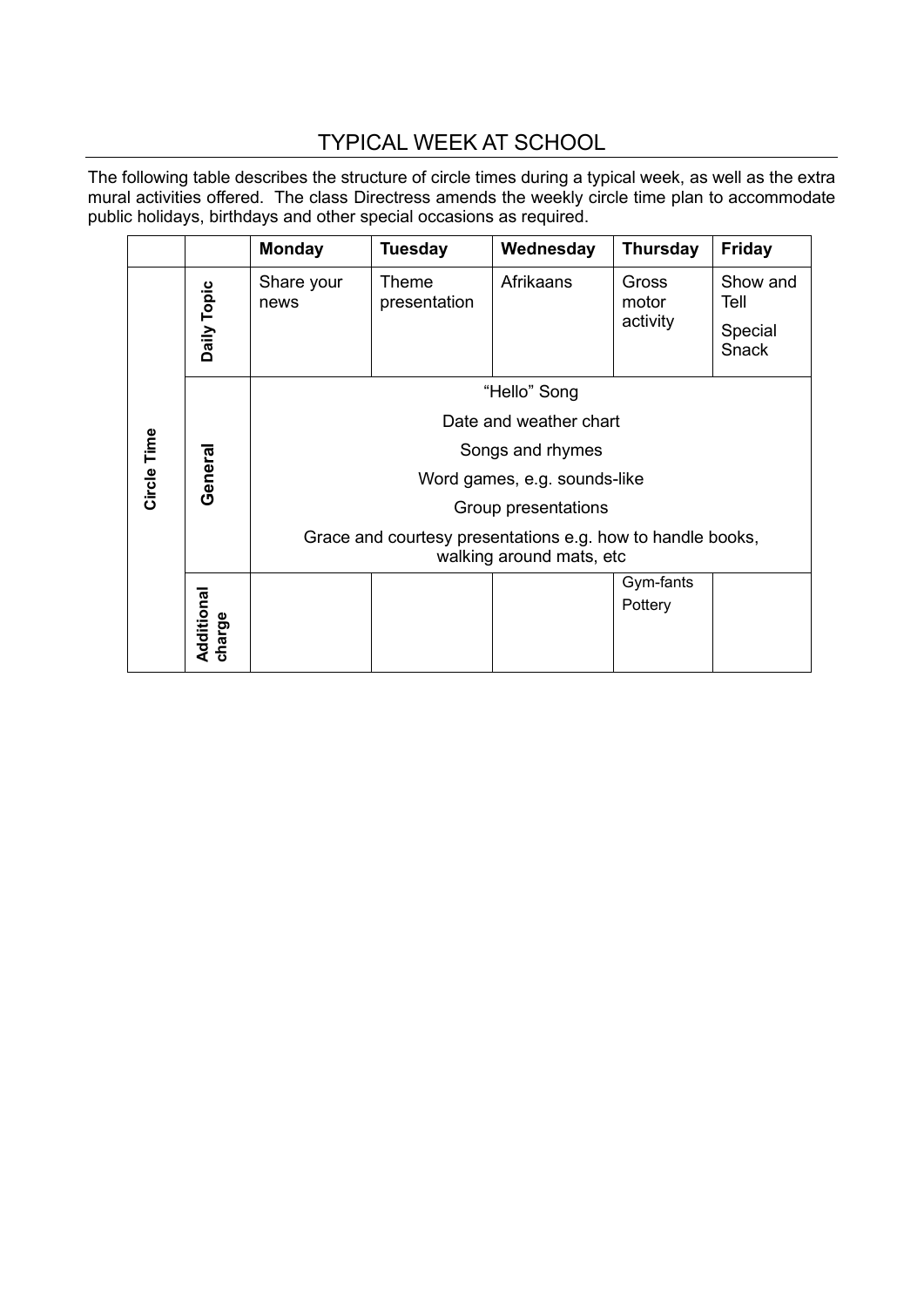# TYPICAL WEEK AT SCHOOL

The following table describes the structure of circle times during a typical week, as well as the extra mural activities offered. The class Directress amends the weekly circle time plan to accommodate public holidays, birthdays and other special occasions as required.

| | | Monday | Tuesday | Wednesday | Thursday | Friday |
|---|---|---|---|---|---|---|
| Circle Time | Daily Topic | Share your news | Theme presentation | Afrikaans | Gross motor activity | Show and Tell<br>Special Snack |
| | General | "Hello" Song<br>Date and weather chart<br>Songs and rhymes<br>Word games, e.g. sounds-like<br>Group presentations<br>Grace and courtesy presentations e.g. how to handle books, walking around mats, etc | | | | |
| | Additional charge | | | | Gym-fants<br>Pottery | |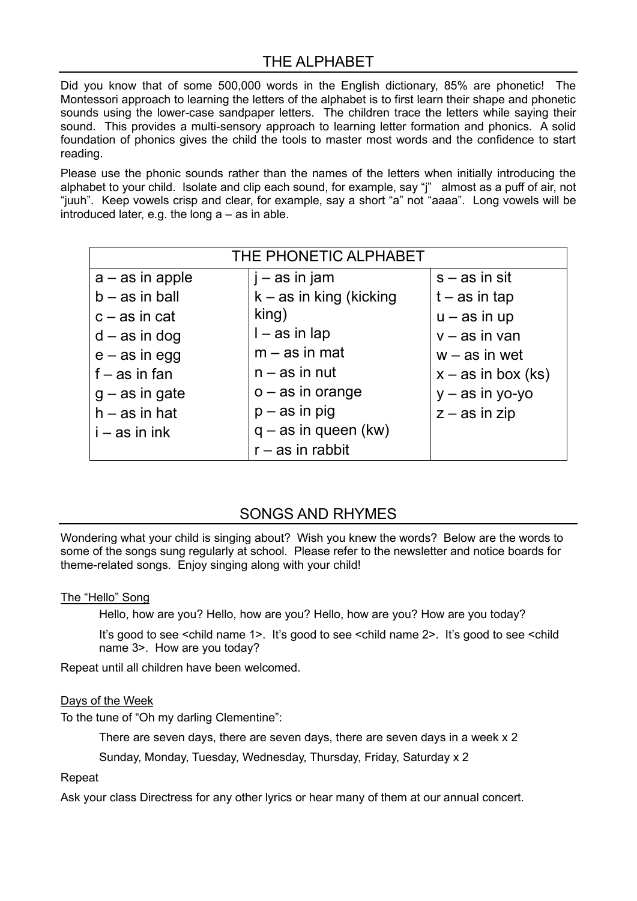## THE ALPHABET

Did you know that of some 500,000 words in the English dictionary, 85% are phonetic! The Montessori approach to learning the letters of the alphabet is to first learn their shape and phonetic sounds using the lower-case sandpaper letters. The children trace the letters while saying their sound. This provides a multi-sensory approach to learning letter formation and phonics. A solid foundation of phonics gives the child the tools to master most words and the confidence to start reading.

Please use the phonic sounds rather than the names of the letters when initially introducing the alphabet to your child. Isolate and clip each sound, for example, say "j" almost as a puff of air, not "juuh". Keep vowels crisp and clear, for example, say a short "a" not "aaaa". Long vowels will be introduced later, e.g. the long a – as in able.

| THE PHONETIC ALPHABET | | |
|---|---|---|
| a – as in apple<br>b – as in ball<br>c – as in cat<br>d – as in dog<br>e – as in egg<br>f – as in fan<br>g – as in gate<br>h – as in hat<br>i – as in ink | j – as in jam<br>k – as in king (kicking king)<br>l – as in lap<br>m – as in mat<br>n – as in nut<br>o – as in orange<br>p – as in pig<br>q – as in queen (kw)<br>r – as in rabbit | s – as in sit<br>t – as in tap<br>u – as in up<br>v – as in van<br>w – as in wet<br>x – as in box (ks)<br>y – as in yo-yo<br>z – as in zip |

## SONGS AND RHYMES

Wondering what your child is singing about? Wish you knew the words? Below are the words to some of the songs sung regularly at school. Please refer to the newsletter and notice boards for theme-related songs. Enjoy singing along with your child!

<u>The "Hello" Song</u>

> Hello, how are you? Hello, how are you? Hello, how are you? How are you today?
>
> It's good to see <child name 1>. It's good to see <child name 2>. It's good to see <child name 3>. How are you today?

Repeat until all children have been welcomed.

<u>Days of the Week</u>

To the tune of "Oh my darling Clementine":

> There are seven days, there are seven days, there are seven days in a week x 2
>
> Sunday, Monday, Tuesday, Wednesday, Thursday, Friday, Saturday x 2

Repeat

Ask your class Directress for any other lyrics or hear many of them at our annual concert.